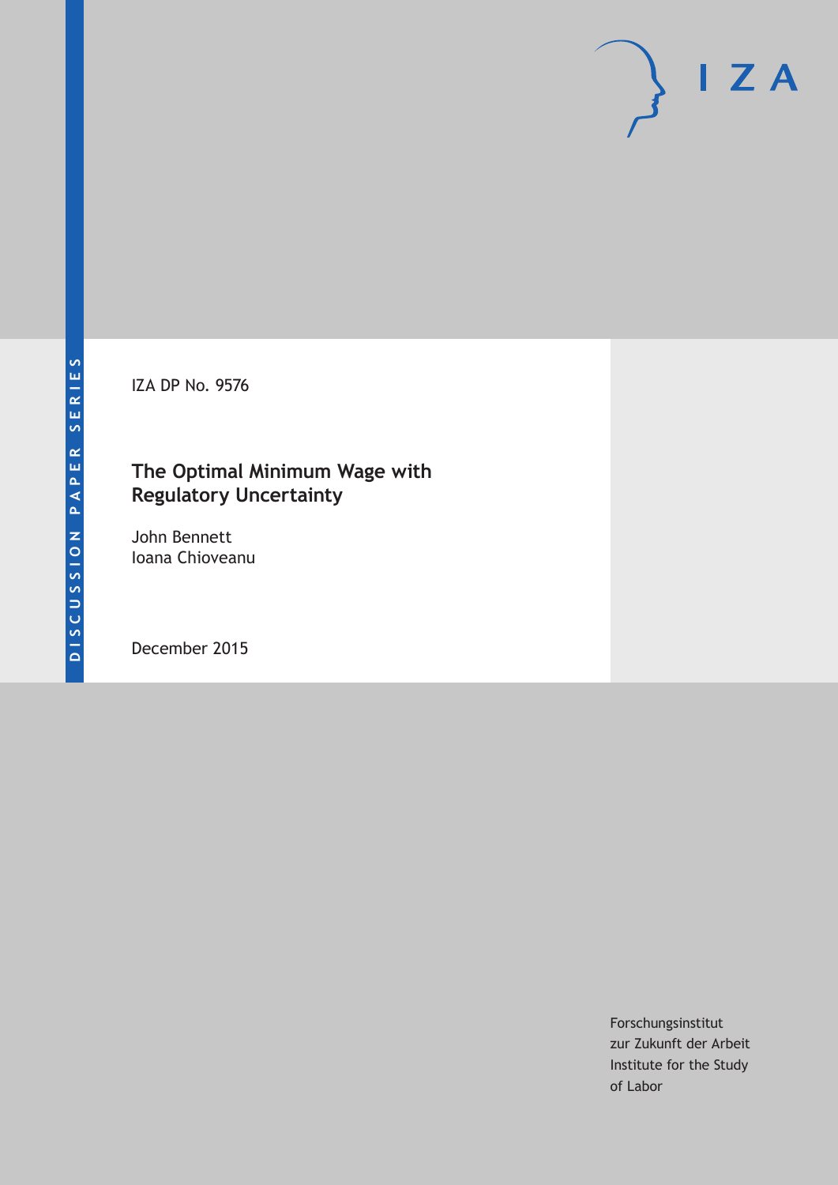DISCUSSION PAPER SERIES

IZA

IZA DP No. 9576

# The Optimal Minimum Wage with Regulatory Uncertainty

John Bennett
Ioana Chioveanu

December 2015

Forschungsinstitut
zur Zukunft der Arbeit
Institute for the Study
of Labor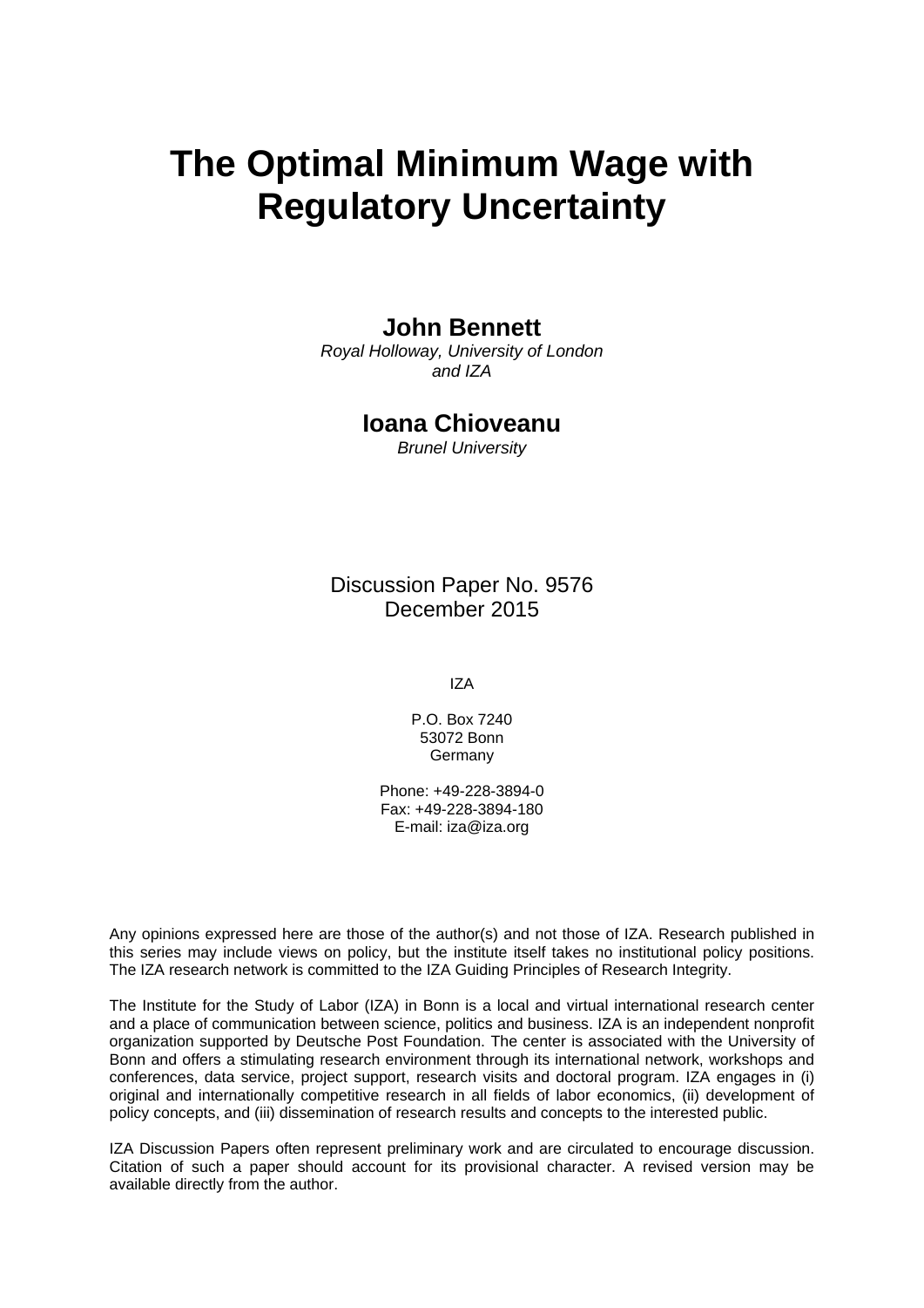# The Optimal Minimum Wage with Regulatory Uncertainty

**John Bennett**  
*Royal Holloway, University of London and IZA*

**Ioana Chioveanu**  
*Brunel University*

Discussion Paper No. 9576  
December 2015

IZA

P.O. Box 7240  
53072 Bonn  
Germany

Phone: +49-228-3894-0  
Fax: +49-228-3894-180  
E-mail: iza@iza.org

Any opinions expressed here are those of the author(s) and not those of IZA. Research published in this series may include views on policy, but the institute itself takes no institutional policy positions. The IZA research network is committed to the IZA Guiding Principles of Research Integrity.

The Institute for the Study of Labor (IZA) in Bonn is a local and virtual international research center and a place of communication between science, politics and business. IZA is an independent nonprofit organization supported by Deutsche Post Foundation. The center is associated with the University of Bonn and offers a stimulating research environment through its international network, workshops and conferences, data service, project support, research visits and doctoral program. IZA engages in (i) original and internationally competitive research in all fields of labor economics, (ii) development of policy concepts, and (iii) dissemination of research results and concepts to the interested public.

IZA Discussion Papers often represent preliminary work and are circulated to encourage discussion. Citation of such a paper should account for its provisional character. A revised version may be available directly from the author.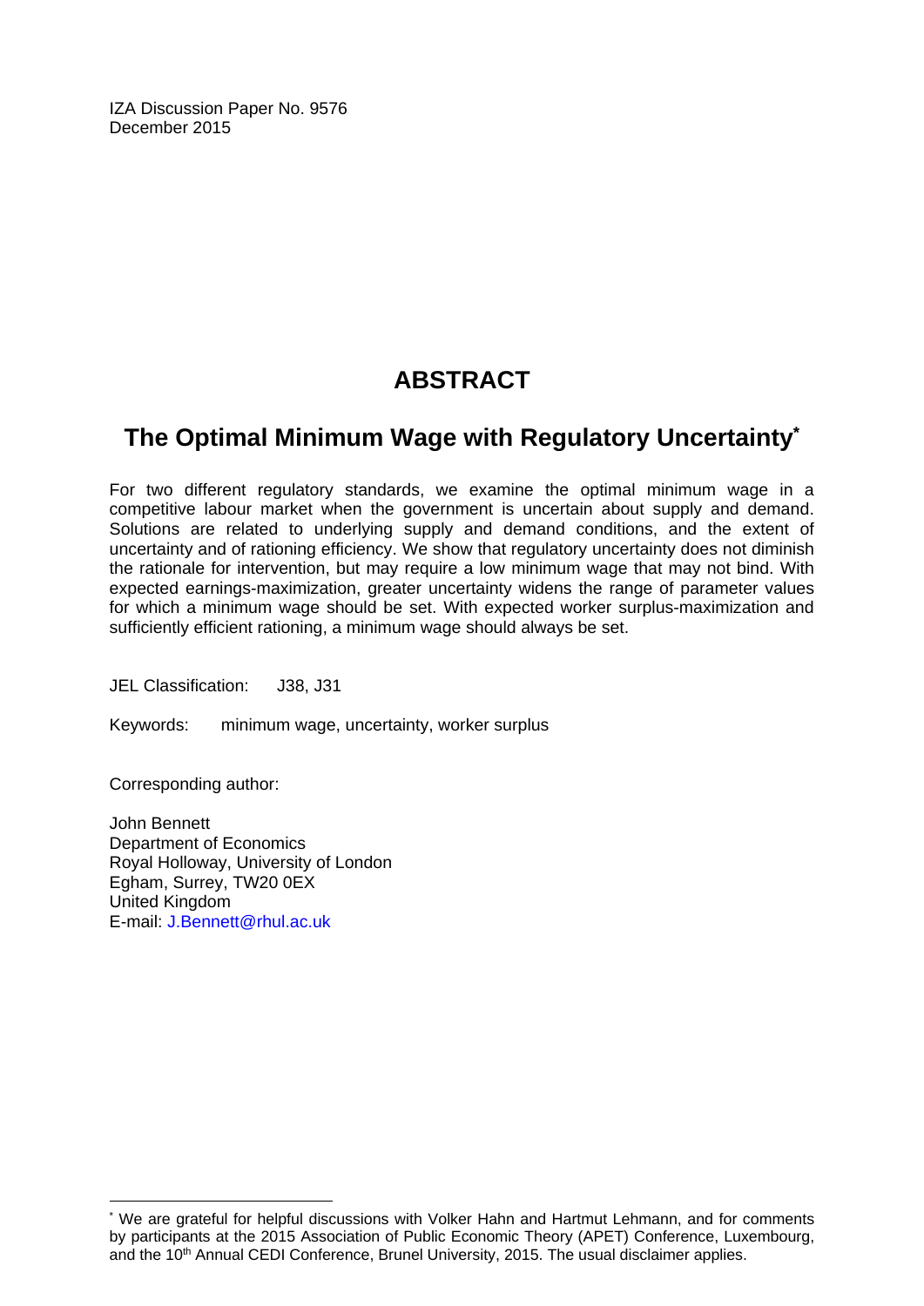IZA Discussion Paper No. 9576
December 2015

# ABSTRACT

## The Optimal Minimum Wage with Regulatory Uncertainty*

For two different regulatory standards, we examine the optimal minimum wage in a competitive labour market when the government is uncertain about supply and demand. Solutions are related to underlying supply and demand conditions, and the extent of uncertainty and of rationing efficiency. We show that regulatory uncertainty does not diminish the rationale for intervention, but may require a low minimum wage that may not bind. With expected earnings-maximization, greater uncertainty widens the range of parameter values for which a minimum wage should be set. With expected worker surplus-maximization and sufficiently efficient rationing, a minimum wage should always be set.

JEL Classification: J38, J31

Keywords: minimum wage, uncertainty, worker surplus

Corresponding author:

John Bennett
Department of Economics
Royal Holloway, University of London
Egham, Surrey, TW20 0EX
United Kingdom
E-mail: J.Bennett@rhul.ac.uk

---

* We are grateful for helpful discussions with Volker Hahn and Hartmut Lehmann, and for comments by participants at the 2015 Association of Public Economic Theory (APET) Conference, Luxembourg, and the 10th Annual CEDI Conference, Brunel University, 2015. The usual disclaimer applies.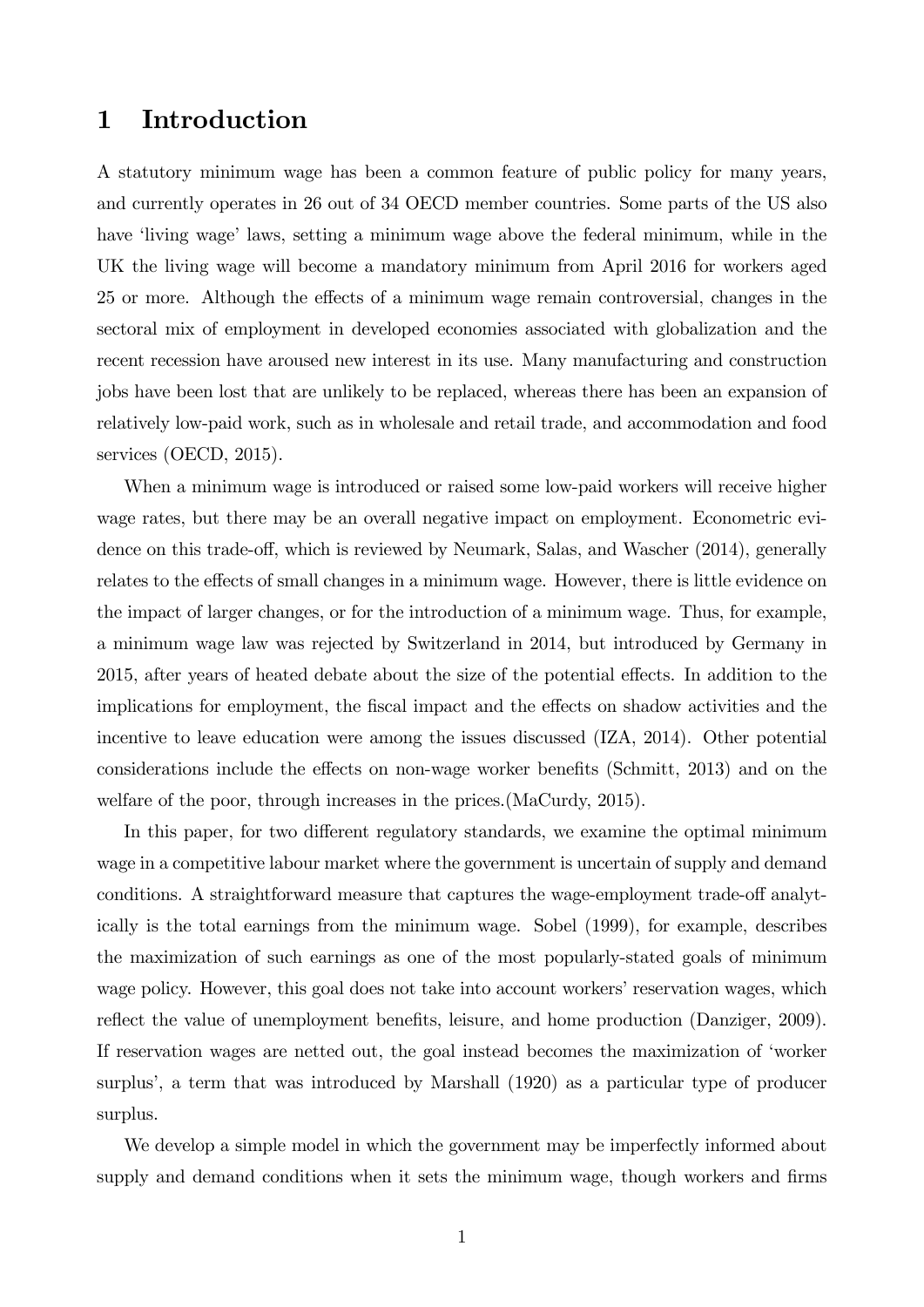# 1 Introduction

A statutory minimum wage has been a common feature of public policy for many years, and currently operates in 26 out of 34 OECD member countries. Some parts of the US also have 'living wage' laws, setting a minimum wage above the federal minimum, while in the UK the living wage will become a mandatory minimum from April 2016 for workers aged 25 or more. Although the effects of a minimum wage remain controversial, changes in the sectoral mix of employment in developed economies associated with globalization and the recent recession have aroused new interest in its use. Many manufacturing and construction jobs have been lost that are unlikely to be replaced, whereas there has been an expansion of relatively low-paid work, such as in wholesale and retail trade, and accommodation and food services (OECD, 2015).

When a minimum wage is introduced or raised some low-paid workers will receive higher wage rates, but there may be an overall negative impact on employment. Econometric evidence on this trade-off, which is reviewed by Neumark, Salas, and Wascher (2014), generally relates to the effects of small changes in a minimum wage. However, there is little evidence on the impact of larger changes, or for the introduction of a minimum wage. Thus, for example, a minimum wage law was rejected by Switzerland in 2014, but introduced by Germany in 2015, after years of heated debate about the size of the potential effects. In addition to the implications for employment, the fiscal impact and the effects on shadow activities and the incentive to leave education were among the issues discussed (IZA, 2014). Other potential considerations include the effects on non-wage worker benefits (Schmitt, 2013) and on the welfare of the poor, through increases in the prices.(MaCurdy, 2015).

In this paper, for two different regulatory standards, we examine the optimal minimum wage in a competitive labour market where the government is uncertain of supply and demand conditions. A straightforward measure that captures the wage-employment trade-off analytically is the total earnings from the minimum wage. Sobel (1999), for example, describes the maximization of such earnings as one of the most popularly-stated goals of minimum wage policy. However, this goal does not take into account workers' reservation wages, which reflect the value of unemployment benefits, leisure, and home production (Danziger, 2009). If reservation wages are netted out, the goal instead becomes the maximization of 'worker surplus', a term that was introduced by Marshall (1920) as a particular type of producer surplus.

We develop a simple model in which the government may be imperfectly informed about supply and demand conditions when it sets the minimum wage, though workers and firms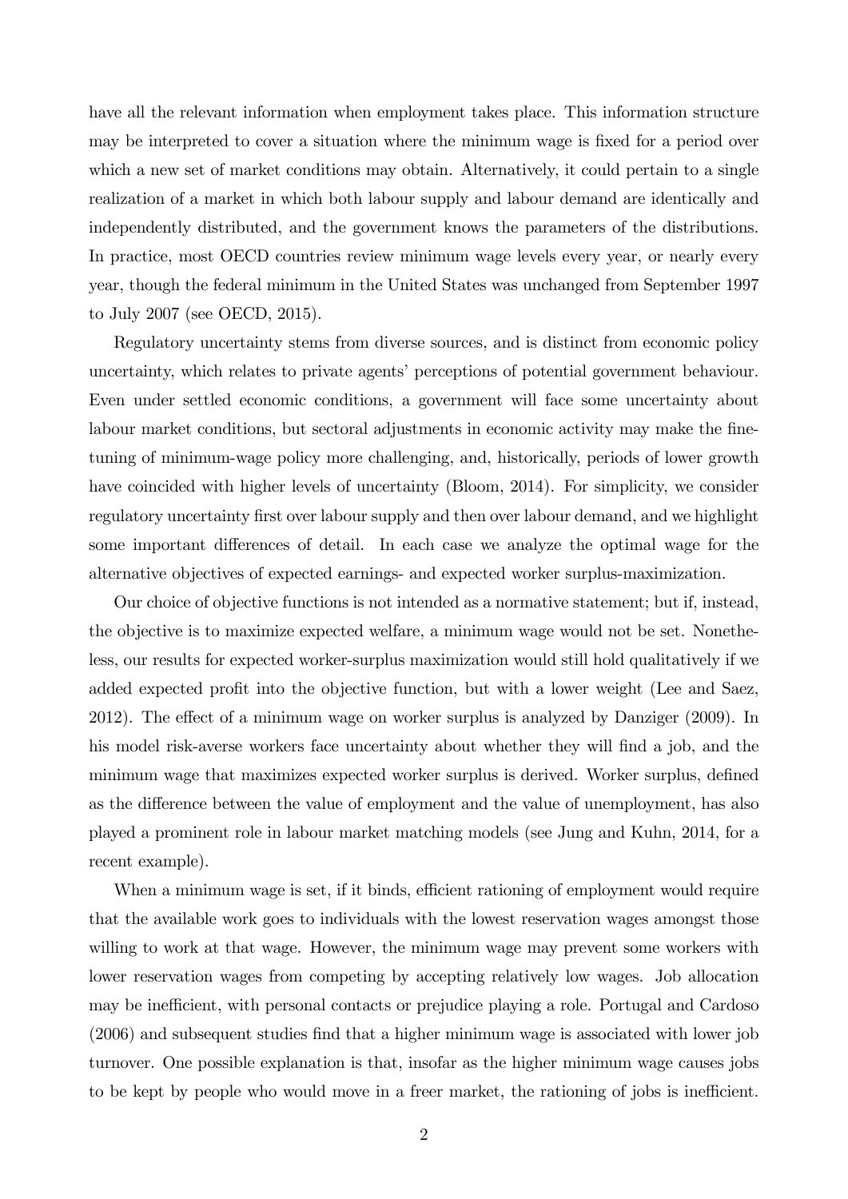have all the relevant information when employment takes place. This information structure may be interpreted to cover a situation where the minimum wage is fixed for a period over which a new set of market conditions may obtain. Alternatively, it could pertain to a single realization of a market in which both labour supply and labour demand are identically and independently distributed, and the government knows the parameters of the distributions. In practice, most OECD countries review minimum wage levels every year, or nearly every year, though the federal minimum in the United States was unchanged from September 1997 to July 2007 (see OECD, 2015).

Regulatory uncertainty stems from diverse sources, and is distinct from economic policy uncertainty, which relates to private agents' perceptions of potential government behaviour. Even under settled economic conditions, a government will face some uncertainty about labour market conditions, but sectoral adjustments in economic activity may make the fine-tuning of minimum-wage policy more challenging, and, historically, periods of lower growth have coincided with higher levels of uncertainty (Bloom, 2014). For simplicity, we consider regulatory uncertainty first over labour supply and then over labour demand, and we highlight some important differences of detail. In each case we analyze the optimal wage for the alternative objectives of expected earnings- and expected worker surplus-maximization.

Our choice of objective functions is not intended as a normative statement; but if, instead, the objective is to maximize expected welfare, a minimum wage would not be set. Nonetheless, our results for expected worker-surplus maximization would still hold qualitatively if we added expected profit into the objective function, but with a lower weight (Lee and Saez, 2012). The effect of a minimum wage on worker surplus is analyzed by Danziger (2009). In his model risk-averse workers face uncertainty about whether they will find a job, and the minimum wage that maximizes expected worker surplus is derived. Worker surplus, defined as the difference between the value of employment and the value of unemployment, has also played a prominent role in labour market matching models (see Jung and Kuhn, 2014, for a recent example).

When a minimum wage is set, if it binds, efficient rationing of employment would require that the available work goes to individuals with the lowest reservation wages amongst those willing to work at that wage. However, the minimum wage may prevent some workers with lower reservation wages from competing by accepting relatively low wages. Job allocation may be inefficient, with personal contacts or prejudice playing a role. Portugal and Cardoso (2006) and subsequent studies find that a higher minimum wage is associated with lower job turnover. One possible explanation is that, insofar as the higher minimum wage causes jobs to be kept by people who would move in a freer market, the rationing of jobs is inefficient.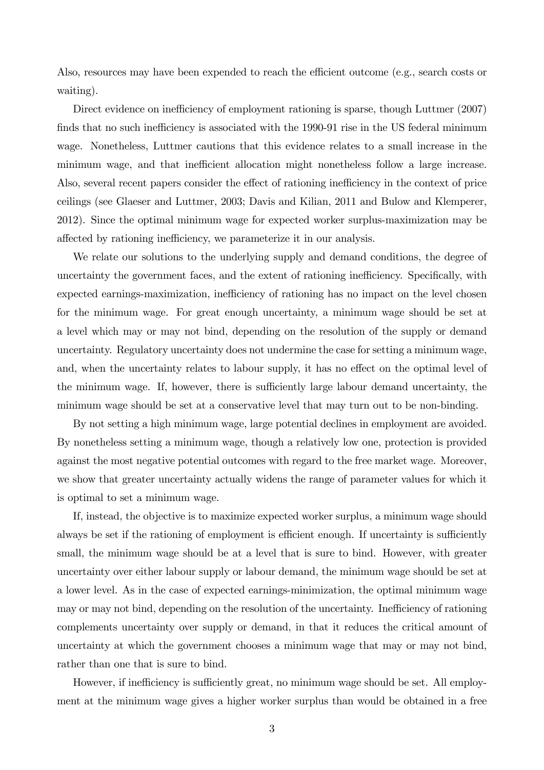Also, resources may have been expended to reach the efficient outcome (e.g., search costs or waiting).

Direct evidence on inefficiency of employment rationing is sparse, though Luttmer (2007) finds that no such inefficiency is associated with the 1990-91 rise in the US federal minimum wage. Nonetheless, Luttmer cautions that this evidence relates to a small increase in the minimum wage, and that inefficient allocation might nonetheless follow a large increase. Also, several recent papers consider the effect of rationing inefficiency in the context of price ceilings (see Glaeser and Luttmer, 2003; Davis and Kilian, 2011 and Bulow and Klemperer, 2012). Since the optimal minimum wage for expected worker surplus-maximization may be affected by rationing inefficiency, we parameterize it in our analysis.

We relate our solutions to the underlying supply and demand conditions, the degree of uncertainty the government faces, and the extent of rationing inefficiency. Specifically, with expected earnings-maximization, inefficiency of rationing has no impact on the level chosen for the minimum wage. For great enough uncertainty, a minimum wage should be set at a level which may or may not bind, depending on the resolution of the supply or demand uncertainty. Regulatory uncertainty does not undermine the case for setting a minimum wage, and, when the uncertainty relates to labour supply, it has no effect on the optimal level of the minimum wage. If, however, there is sufficiently large labour demand uncertainty, the minimum wage should be set at a conservative level that may turn out to be non-binding.

By not setting a high minimum wage, large potential declines in employment are avoided. By nonetheless setting a minimum wage, though a relatively low one, protection is provided against the most negative potential outcomes with regard to the free market wage. Moreover, we show that greater uncertainty actually widens the range of parameter values for which it is optimal to set a minimum wage.

If, instead, the objective is to maximize expected worker surplus, a minimum wage should always be set if the rationing of employment is efficient enough. If uncertainty is sufficiently small, the minimum wage should be at a level that is sure to bind. However, with greater uncertainty over either labour supply or labour demand, the minimum wage should be set at a lower level. As in the case of expected earnings-minimization, the optimal minimum wage may or may not bind, depending on the resolution of the uncertainty. Inefficiency of rationing complements uncertainty over supply or demand, in that it reduces the critical amount of uncertainty at which the government chooses a minimum wage that may or may not bind, rather than one that is sure to bind.

However, if inefficiency is sufficiently great, no minimum wage should be set. All employment at the minimum wage gives a higher worker surplus than would be obtained in a free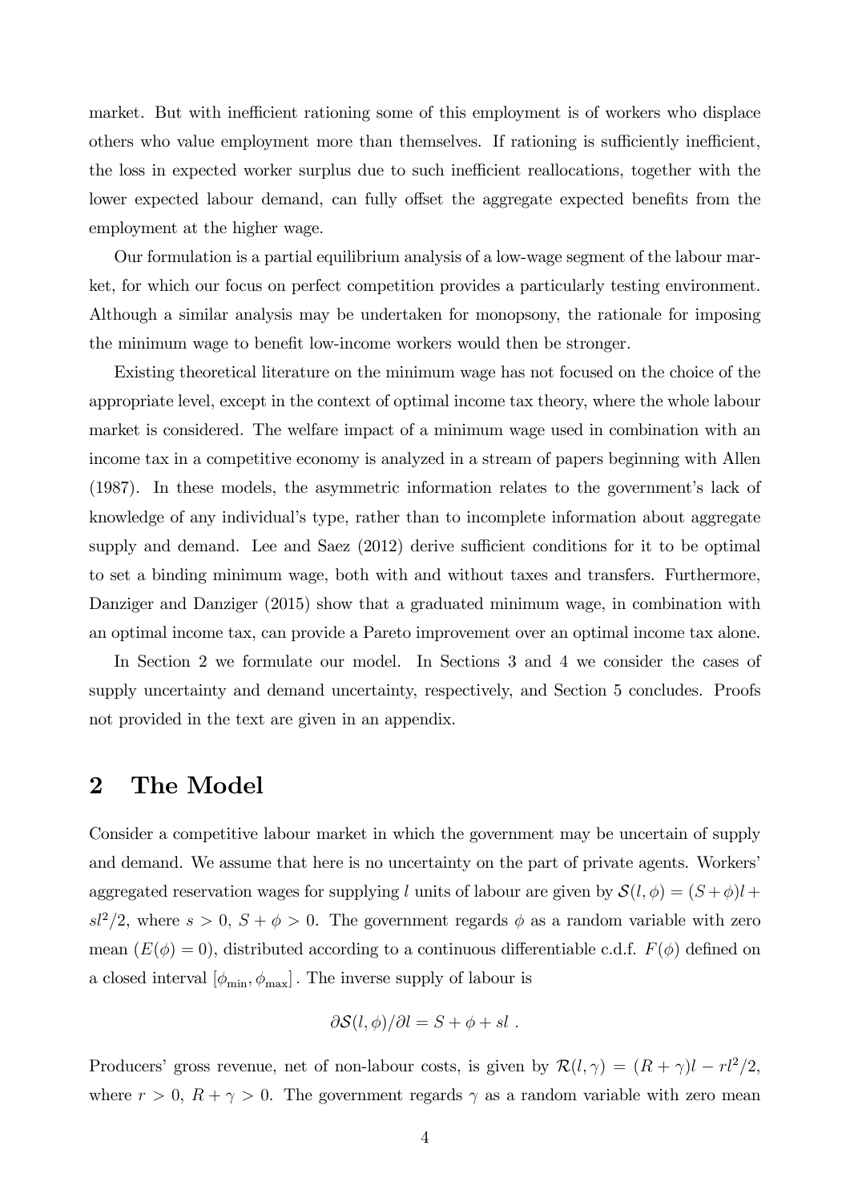market. But with inefficient rationing some of this employment is of workers who displace others who value employment more than themselves. If rationing is sufficiently inefficient, the loss in expected worker surplus due to such inefficient reallocations, together with the lower expected labour demand, can fully offset the aggregate expected benefits from the employment at the higher wage.

Our formulation is a partial equilibrium analysis of a low-wage segment of the labour market, for which our focus on perfect competition provides a particularly testing environment. Although a similar analysis may be undertaken for monopsony, the rationale for imposing the minimum wage to benefit low-income workers would then be stronger.

Existing theoretical literature on the minimum wage has not focused on the choice of the appropriate level, except in the context of optimal income tax theory, where the whole labour market is considered. The welfare impact of a minimum wage used in combination with an income tax in a competitive economy is analyzed in a stream of papers beginning with Allen (1987). In these models, the asymmetric information relates to the government's lack of knowledge of any individual's type, rather than to incomplete information about aggregate supply and demand. Lee and Saez (2012) derive sufficient conditions for it to be optimal to set a binding minimum wage, both with and without taxes and transfers. Furthermore, Danziger and Danziger (2015) show that a graduated minimum wage, in combination with an optimal income tax, can provide a Pareto improvement over an optimal income tax alone.

In Section 2 we formulate our model. In Sections 3 and 4 we consider the cases of supply uncertainty and demand uncertainty, respectively, and Section 5 concludes. Proofs not provided in the text are given in an appendix.

# 2 The Model

Consider a competitive labour market in which the government may be uncertain of supply and demand. We assume that here is no uncertainty on the part of private agents. Workers' aggregated reservation wages for supplying $l$ units of labour are given by $\mathcal{S}(l,\phi) = (S+\phi)l + sl^2/2$, where $s > 0$, $S+\phi > 0$. The government regards $\phi$ as a random variable with zero mean ($E(\phi) = 0$), distributed according to a continuous differentiable c.d.f. $F(\phi)$ defined on a closed interval $[\phi_{\min}, \phi_{\max}]$. The inverse supply of labour is

$$\partial\mathcal{S}(l,\phi)/\partial l = S + \phi + sl \ .$$

Producers' gross revenue, net of non-labour costs, is given by $\mathcal{R}(l,\gamma) = (R+\gamma)l - rl^2/2$, where $r > 0$, $R+\gamma > 0$. The government regards $\gamma$ as a random variable with zero mean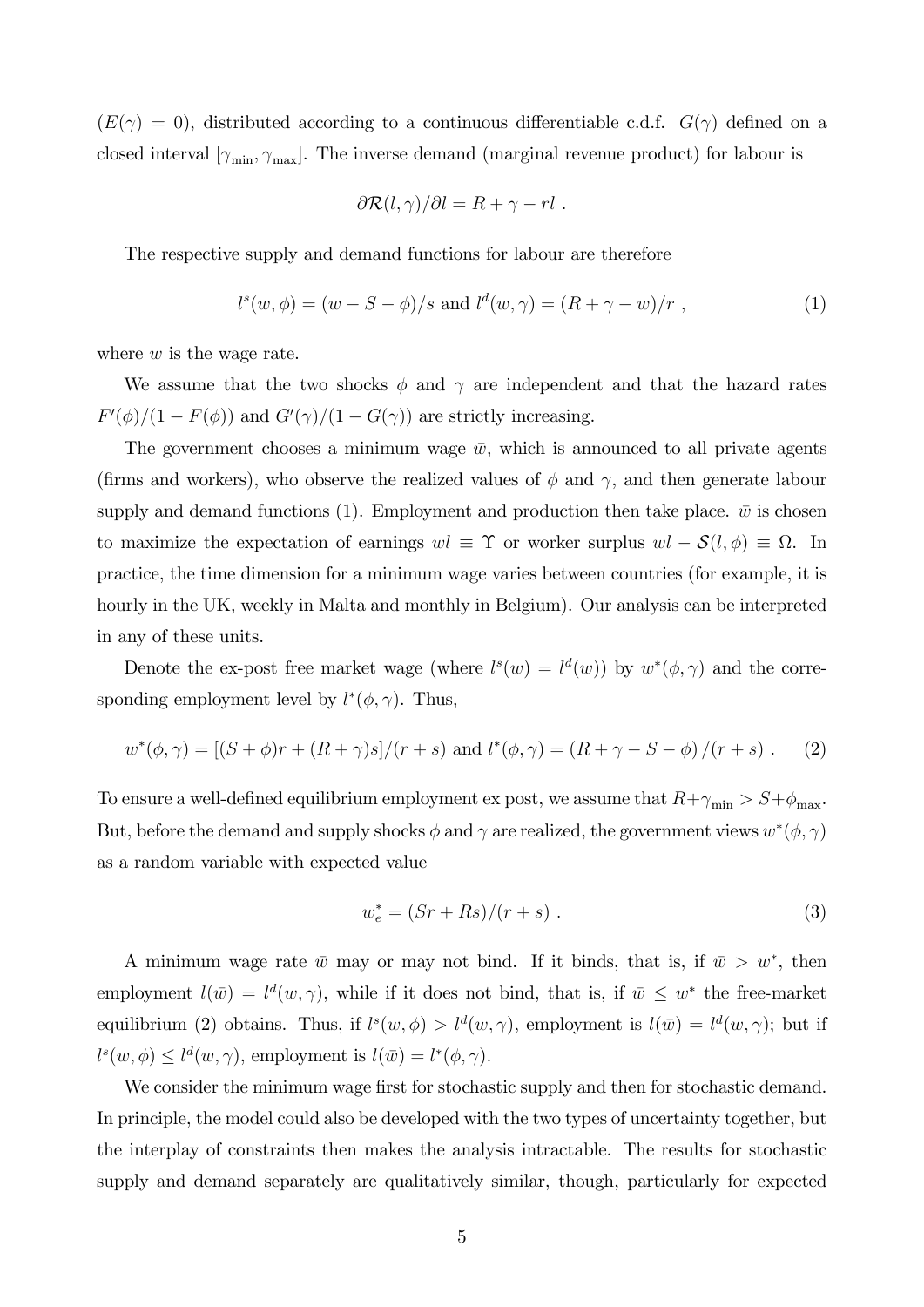$(E(\gamma) = 0)$, distributed according to a continuous differentiable c.d.f. $G(\gamma)$ defined on a closed interval $[\gamma_{\min}, \gamma_{\max}]$. The inverse demand (marginal revenue product) for labour is

$$\partial\mathcal{R}(l, \gamma)/\partial l = R + \gamma - rl \ .$$

The respective supply and demand functions for labour are therefore

$$l^s(w, \phi) = (w - S - \phi)/s \text{ and } l^d(w, \gamma) = (R + \gamma - w)/r \ , \tag{1}$$

where $w$ is the wage rate.

We assume that the two shocks $\phi$ and $\gamma$ are independent and that the hazard rates $F'(\phi)/(1 - F(\phi))$ and $G'(\gamma)/(1 - G(\gamma))$ are strictly increasing.

The government chooses a minimum wage $\bar{w}$, which is announced to all private agents (firms and workers), who observe the realized values of $\phi$ and $\gamma$, and then generate labour supply and demand functions (1). Employment and production then take place. $\bar{w}$ is chosen to maximize the expectation of earnings $wl \equiv \Upsilon$ or worker surplus $wl - \mathcal{S}(l, \phi) \equiv \Omega$. In practice, the time dimension for a minimum wage varies between countries (for example, it is hourly in the UK, weekly in Malta and monthly in Belgium). Our analysis can be interpreted in any of these units.

Denote the ex-post free market wage (where $l^s(w) = l^d(w)$) by $w^*(\phi, \gamma)$ and the corresponding employment level by $l^*(\phi, \gamma)$. Thus,

$$w^*(\phi, \gamma) = [(S + \phi)r + (R + \gamma)s]/(r + s) \text{ and } l^*(\phi, \gamma) = (R + \gamma - S - \phi)/(r + s) \ . \tag{2}$$

To ensure a well-defined equilibrium employment ex post, we assume that $R + \gamma_{\min} > S + \phi_{\max}$. But, before the demand and supply shocks $\phi$ and $\gamma$ are realized, the government views $w^*(\phi, \gamma)$ as a random variable with expected value

$$w^*_e = (Sr + Rs)/(r + s) \ . \tag{3}$$

A minimum wage rate $\bar{w}$ may or may not bind. If it binds, that is, if $\bar{w} > w^*$, then employment $l(\bar{w}) = l^d(w, \gamma)$, while if it does not bind, that is, if $\bar{w} \leq w^*$ the free-market equilibrium (2) obtains. Thus, if $l^s(w, \phi) > l^d(w, \gamma)$, employment is $l(\bar{w}) = l^d(w, \gamma)$; but if $l^s(w, \phi) \leq l^d(w, \gamma)$, employment is $l(\bar{w}) = l^*(\phi, \gamma)$.

We consider the minimum wage first for stochastic supply and then for stochastic demand. In principle, the model could also be developed with the two types of uncertainty together, but the interplay of constraints then makes the analysis intractable. The results for stochastic supply and demand separately are qualitatively similar, though, particularly for expected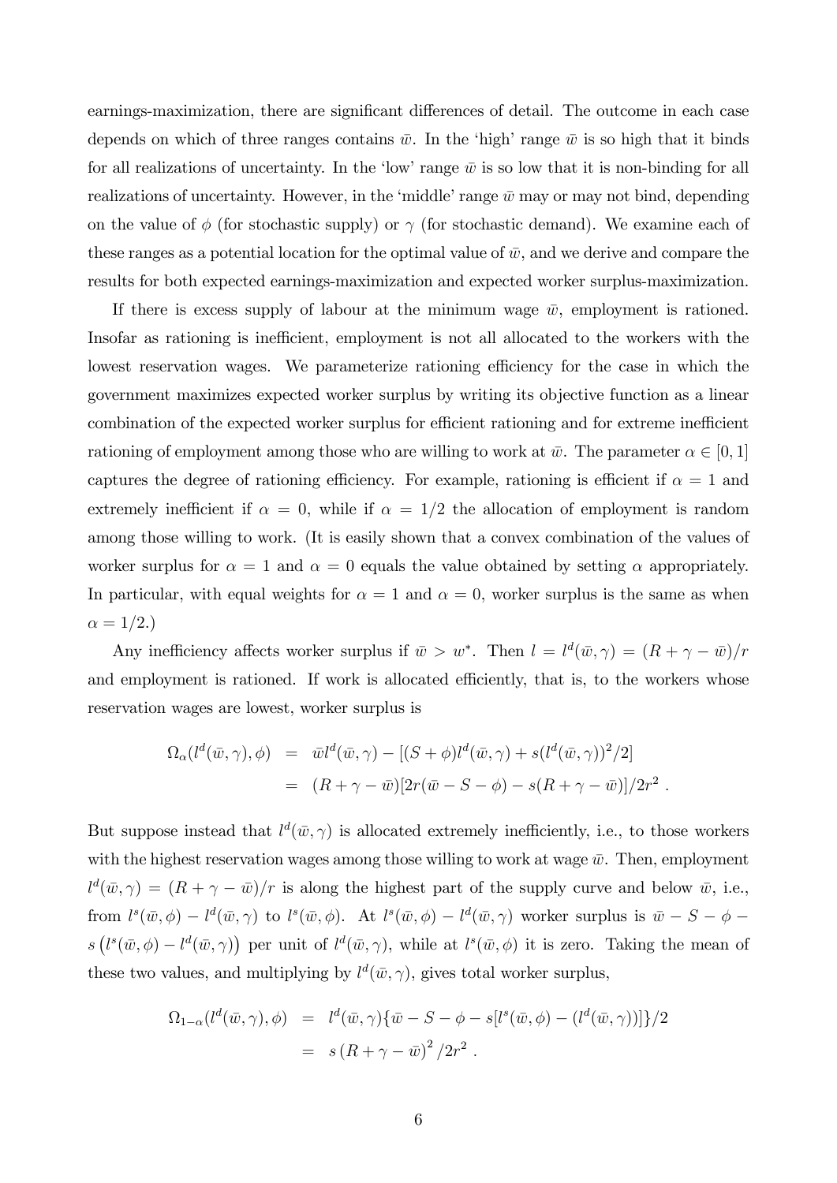earnings-maximization, there are significant differences of detail. The outcome in each case depends on which of three ranges contains $\bar{w}$. In the 'high' range $\bar{w}$ is so high that it binds for all realizations of uncertainty. In the 'low' range $\bar{w}$ is so low that it is non-binding for all realizations of uncertainty. However, in the 'middle' range $\bar{w}$ may or may not bind, depending on the value of $\phi$ (for stochastic supply) or $\gamma$ (for stochastic demand). We examine each of these ranges as a potential location for the optimal value of $\bar{w}$, and we derive and compare the results for both expected earnings-maximization and expected worker surplus-maximization.

If there is excess supply of labour at the minimum wage $\bar{w}$, employment is rationed. Insofar as rationing is inefficient, employment is not all allocated to the workers with the lowest reservation wages. We parameterize rationing efficiency for the case in which the government maximizes expected worker surplus by writing its objective function as a linear combination of the expected worker surplus for efficient rationing and for extreme inefficient rationing of employment among those who are willing to work at $\bar{w}$. The parameter $\alpha \in [0, 1]$ captures the degree of rationing efficiency. For example, rationing is efficient if $\alpha = 1$ and extremely inefficient if $\alpha = 0$, while if $\alpha = 1/2$ the allocation of employment is random among those willing to work. (It is easily shown that a convex combination of the values of worker surplus for $\alpha = 1$ and $\alpha = 0$ equals the value obtained by setting $\alpha$ appropriately. In particular, with equal weights for $\alpha = 1$ and $\alpha = 0$, worker surplus is the same as when $\alpha = 1/2$.)

Any inefficiency affects worker surplus if $\bar{w} > w^*$. Then $l = l^d(\bar{w}, \gamma) = (R + \gamma - \bar{w})/r$ and employment is rationed. If work is allocated efficiently, that is, to the workers whose reservation wages are lowest, worker surplus is

$$
\begin{aligned}
\Omega_\alpha(l^d(\bar{w}, \gamma), \phi) &= \bar{w} l^d(\bar{w}, \gamma) - [(S + \phi) l^d(\bar{w}, \gamma) + s(l^d(\bar{w}, \gamma))^2/2] \\
&= (R + \gamma - \bar{w})[2r(\bar{w} - S - \phi) - s(R + \gamma - \bar{w})]/2r^2 \ .
\end{aligned}
$$

But suppose instead that $l^d(\bar{w}, \gamma)$ is allocated extremely inefficiently, i.e., to those workers with the highest reservation wages among those willing to work at wage $\bar{w}$. Then, employment $l^d(\bar{w}, \gamma) = (R + \gamma - \bar{w})/r$ is along the highest part of the supply curve and below $\bar{w}$, i.e., from $l^s(\bar{w}, \phi) - l^d(\bar{w}, \gamma)$ to $l^s(\bar{w}, \phi)$. At $l^s(\bar{w}, \phi) - l^d(\bar{w}, \gamma)$ worker surplus is $\bar{w} - S - \phi - s\left(l^s(\bar{w}, \phi) - l^d(\bar{w}, \gamma)\right)$ per unit of $l^d(\bar{w}, \gamma)$, while at $l^s(\bar{w}, \phi)$ it is zero. Taking the mean of these two values, and multiplying by $l^d(\bar{w}, \gamma)$, gives total worker surplus,

$$
\begin{aligned}
\Omega_{1-\alpha}(l^d(\bar{w}, \gamma), \phi) &= l^d(\bar{w}, \gamma)\{\bar{w} - S - \phi - s[l^s(\bar{w}, \phi) - (l^d(\bar{w}, \gamma))]\}/2 \\
&= s\left(R + \gamma - \bar{w}\right)^2/2r^2 \ .
\end{aligned}
$$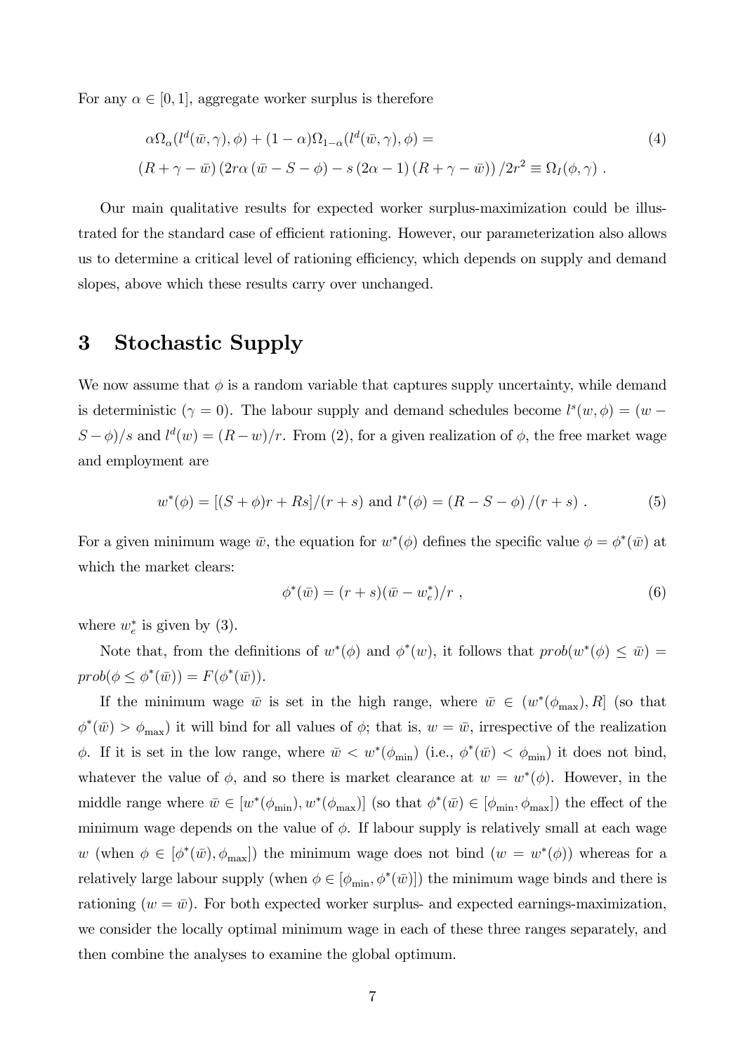For any $\alpha \in [0, 1]$, aggregate worker surplus is therefore

$$
\begin{aligned}
&\alpha\Omega_\alpha(l^d(\bar{w},\gamma),\phi) + (1-\alpha)\Omega_{1-\alpha}(l^d(\bar{w},\gamma),\phi) = \\
&(R+\gamma-\bar{w})\left(2r\alpha\left(\bar{w}-S-\phi\right) - s\left(2\alpha-1\right)\left(R+\gamma-\bar{w}\right)\right)/2r^2 \equiv \Omega_I(\phi,\gamma) \ .
\end{aligned}
\tag{4}
$$

Our main qualitative results for expected worker surplus-maximization could be illustrated for the standard case of efficient rationing. However, our parameterization also allows us to determine a critical level of rationing efficiency, which depends on supply and demand slopes, above which these results carry over unchanged.

# 3 Stochastic Supply

We now assume that $\phi$ is a random variable that captures supply uncertainty, while demand is deterministic ($\gamma = 0$). The labour supply and demand schedules become $l^s(w,\phi) = (w - S - \phi)/s$ and $l^d(w) = (R - w)/r$. From (2), for a given realization of $\phi$, the free market wage and employment are

$$
w^*(\phi) = [(S+\phi)r + Rs]/(r+s) \text{ and } l^*(\phi) = (R - S - \phi)/(r+s) \ . \tag{5}
$$

For a given minimum wage $\bar{w}$, the equation for $w^*(\phi)$ defines the specific value $\phi = \phi^*(\bar{w})$ at which the market clears:

$$
\phi^*(\bar{w}) = (r+s)(\bar{w} - w_e^*)/r \ , \tag{6}
$$

where $w_e^*$ is given by (3).

Note that, from the definitions of $w^*(\phi)$ and $\phi^*(w)$, it follows that $prob(w^*(\phi) \leq \bar{w}) = prob(\phi \leq \phi^*(\bar{w})) = F(\phi^*(\bar{w}))$.

If the minimum wage $\bar{w}$ is set in the high range, where $\bar{w} \in (w^*(\phi_{\max}), R]$ (so that $\phi^*(\bar{w}) > \phi_{\max}$) it will bind for all values of $\phi$; that is, $w = \bar{w}$, irrespective of the realization $\phi$. If it is set in the low range, where $\bar{w} < w^*(\phi_{\min})$ (i.e., $\phi^*(\bar{w}) < \phi_{\min}$) it does not bind, whatever the value of $\phi$, and so there is market clearance at $w = w^*(\phi)$. However, in the middle range where $\bar{w} \in [w^*(\phi_{\min}), w^*(\phi_{\max})]$ (so that $\phi^*(\bar{w}) \in [\phi_{\min}, \phi_{\max}]$) the effect of the minimum wage depends on the value of $\phi$. If labour supply is relatively small at each wage $w$ (when $\phi \in [\phi^*(\bar{w}), \phi_{\max}]$) the minimum wage does not bind ($w = w^*(\phi)$) whereas for a relatively large labour supply (when $\phi \in [\phi_{\min}, \phi^*(\bar{w})]$) the minimum wage binds and there is rationing ($w = \bar{w}$). For both expected worker surplus- and expected earnings-maximization, we consider the locally optimal minimum wage in each of these three ranges separately, and then combine the analyses to examine the global optimum.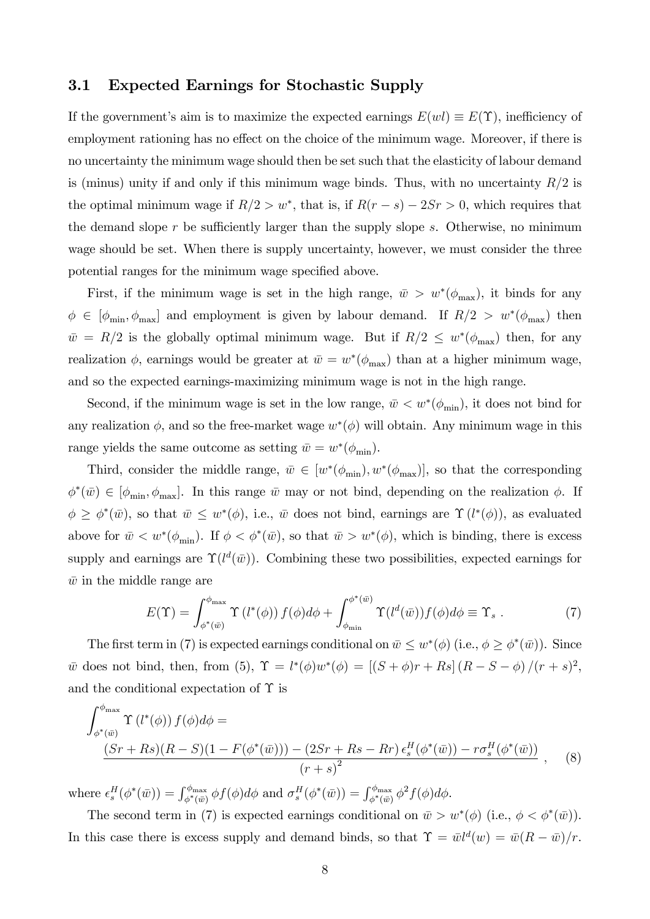### 3.1 Expected Earnings for Stochastic Supply

If the government's aim is to maximize the expected earnings $E(wl) \equiv E(\Upsilon)$, inefficiency of employment rationing has no effect on the choice of the minimum wage. Moreover, if there is no uncertainty the minimum wage should then be set such that the elasticity of labour demand is (minus) unity if and only if this minimum wage binds. Thus, with no uncertainty $R/2$ is the optimal minimum wage if $R/2 > w^*$, that is, if $R(r-s) - 2Sr > 0$, which requires that the demand slope $r$ be sufficiently larger than the supply slope $s$. Otherwise, no minimum wage should be set. When there is supply uncertainty, however, we must consider the three potential ranges for the minimum wage specified above.

First, if the minimum wage is set in the high range, $\bar{w} > w^*(\phi_{\max})$, it binds for any $\phi \in [\phi_{\min}, \phi_{\max}]$ and employment is given by labour demand. If $R/2 > w^*(\phi_{\max})$ then $\bar{w} = R/2$ is the globally optimal minimum wage. But if $R/2 \leq w^*(\phi_{\max})$ then, for any realization $\phi$, earnings would be greater at $\bar{w} = w^*(\phi_{\max})$ than at a higher minimum wage, and so the expected earnings-maximizing minimum wage is not in the high range.

Second, if the minimum wage is set in the low range, $\bar{w} < w^*(\phi_{\min})$, it does not bind for any realization $\phi$, and so the free-market wage $w^*(\phi)$ will obtain. Any minimum wage in this range yields the same outcome as setting $\bar{w} = w^*(\phi_{\min})$.

Third, consider the middle range, $\bar{w} \in [w^*(\phi_{\min}), w^*(\phi_{\max})]$, so that the corresponding $\phi^*(\bar{w}) \in [\phi_{\min}, \phi_{\max}]$. In this range $\bar{w}$ may or not bind, depending on the realization $\phi$. If $\phi \geq \phi^*(\bar{w})$, so that $\bar{w} \leq w^*(\phi)$, i.e., $\bar{w}$ does not bind, earnings are $\Upsilon(l^*(\phi))$, as evaluated above for $\bar{w} < w^*(\phi_{\min})$. If $\phi < \phi^*(\bar{w})$, so that $\bar{w} > w^*(\phi)$, which is binding, there is excess supply and earnings are $\Upsilon(l^d(\bar{w}))$. Combining these two possibilities, expected earnings for $\bar{w}$ in the middle range are

$$E(\Upsilon) = \int_{\phi^*(\bar{w})}^{\phi_{\max}} \Upsilon(l^*(\phi)) f(\phi) d\phi + \int_{\phi_{\min}}^{\phi^*(\bar{w})} \Upsilon(l^d(\bar{w})) f(\phi) d\phi \equiv \Upsilon_s \,. \tag{7}$$

The first term in (7) is expected earnings conditional on $\bar{w} \leq w^*(\phi)$ (i.e., $\phi \geq \phi^*(\bar{w})$). Since $\bar{w}$ does not bind, then, from (5), $\Upsilon = l^*(\phi) w^*(\phi) = [(S+\phi)r + Rs](R - S - \phi)/(r+s)^2$, and the conditional expectation of $\Upsilon$ is

$$\int_{\phi^*(\bar{w})}^{\phi_{\max}} \Upsilon(l^*(\phi)) f(\phi) d\phi = \frac{(Sr + Rs)(R-S)(1 - F(\phi^*(\bar{w}))) - (2Sr + Rs - Rr)\,\epsilon_s^H(\phi^*(\bar{w})) - r\sigma_s^H(\phi^*(\bar{w}))}{(r+s)^2}\,, \tag{8}$$

where $\epsilon_s^H(\phi^*(\bar{w})) = \int_{\phi^*(\bar{w})}^{\phi_{\max}} \phi f(\phi) d\phi$ and $\sigma_s^H(\phi^*(\bar{w})) = \int_{\phi^*(\bar{w})}^{\phi_{\max}} \phi^2 f(\phi) d\phi$.

The second term in (7) is expected earnings conditional on $\bar{w} > w^*(\phi)$ (i.e., $\phi < \phi^*(\bar{w})$). In this case there is excess supply and demand binds, so that $\Upsilon = \bar{w} l^d(w) = \bar{w}(R - \bar{w})/r$.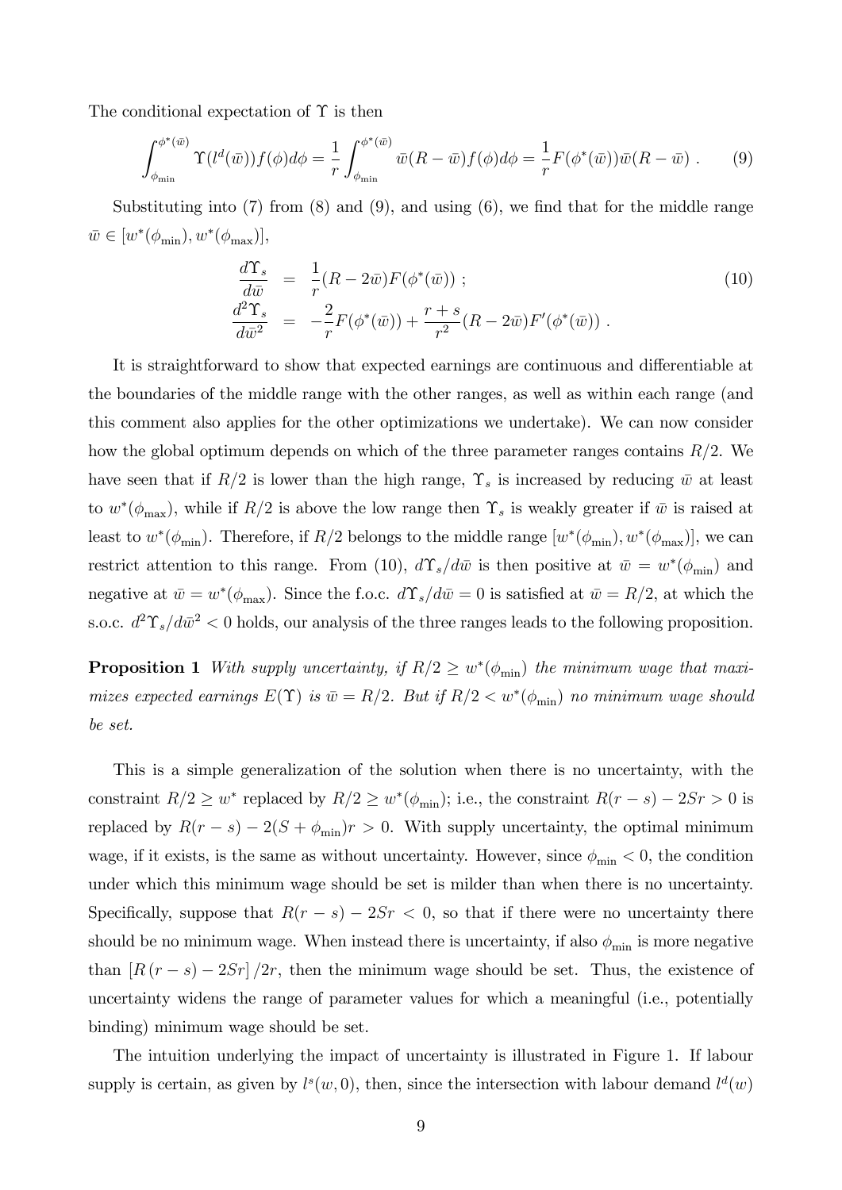The conditional expectation of $\Upsilon$ is then

$$\int_{\phi_{\min}}^{\phi^*(\bar{w})} \Upsilon(l^d(\bar{w}))f(\phi)d\phi = \frac{1}{r}\int_{\phi_{\min}}^{\phi^*(\bar{w})} \bar{w}(R-\bar{w})f(\phi)d\phi = \frac{1}{r}F(\phi^*(\bar{w}))\bar{w}(R-\bar{w}) \ . \tag{9}$$

Substituting into (7) from (8) and (9), and using (6), we find that for the middle range $\bar{w} \in [w^*(\phi_{\min}), w^*(\phi_{\max})]$,

$$\begin{aligned}
\frac{d\Upsilon_s}{d\bar{w}} &= \frac{1}{r}(R-2\bar{w})F(\phi^*(\bar{w})) \ ; \\
\frac{d^2\Upsilon_s}{d\bar{w}^2} &= -\frac{2}{r}F(\phi^*(\bar{w})) + \frac{r+s}{r^2}(R-2\bar{w})F'(\phi^*(\bar{w})) \ .
\end{aligned} \tag{10}$$

It is straightforward to show that expected earnings are continuous and differentiable at the boundaries of the middle range with the other ranges, as well as within each range (and this comment also applies for the other optimizations we undertake). We can now consider how the global optimum depends on which of the three parameter ranges contains $R/2$. We have seen that if $R/2$ is lower than the high range, $\Upsilon_s$ is increased by reducing $\bar{w}$ at least to $w^*(\phi_{\max})$, while if $R/2$ is above the low range then $\Upsilon_s$ is weakly greater if $\bar{w}$ is raised at least to $w^*(\phi_{\min})$. Therefore, if $R/2$ belongs to the middle range $[w^*(\phi_{\min}), w^*(\phi_{\max})]$, we can restrict attention to this range. From (10), $d\Upsilon_s/d\bar{w}$ is then positive at $\bar{w} = w^*(\phi_{\min})$ and negative at $\bar{w} = w^*(\phi_{\max})$. Since the f.o.c. $d\Upsilon_s/d\bar{w} = 0$ is satisfied at $\bar{w} = R/2$, at which the s.o.c. $d^2\Upsilon_s/d\bar{w}^2 < 0$ holds, our analysis of the three ranges leads to the following proposition.

**Proposition 1** *With supply uncertainty, if $R/2 \geq w^*(\phi_{\min})$ the minimum wage that maximizes expected earnings $E(\Upsilon)$ is $\bar{w} = R/2$. But if $R/2 < w^*(\phi_{\min})$ no minimum wage should be set.*

This is a simple generalization of the solution when there is no uncertainty, with the constraint $R/2 \geq w^*$ replaced by $R/2 \geq w^*(\phi_{\min})$; i.e., the constraint $R(r-s) - 2Sr > 0$ is replaced by $R(r-s) - 2(S+\phi_{\min})r > 0$. With supply uncertainty, the optimal minimum wage, if it exists, is the same as without uncertainty. However, since $\phi_{\min} < 0$, the condition under which this minimum wage should be set is milder than when there is no uncertainty. Specifically, suppose that $R(r-s) - 2Sr < 0$, so that if there were no uncertainty there should be no minimum wage. When instead there is uncertainty, if also $\phi_{\min}$ is more negative than $[R(r-s) - 2Sr]/2r$, then the minimum wage should be set. Thus, the existence of uncertainty widens the range of parameter values for which a meaningful (i.e., potentially binding) minimum wage should be set.

The intuition underlying the impact of uncertainty is illustrated in Figure 1. If labour supply is certain, as given by $l^s(w, 0)$, then, since the intersection with labour demand $l^d(w)$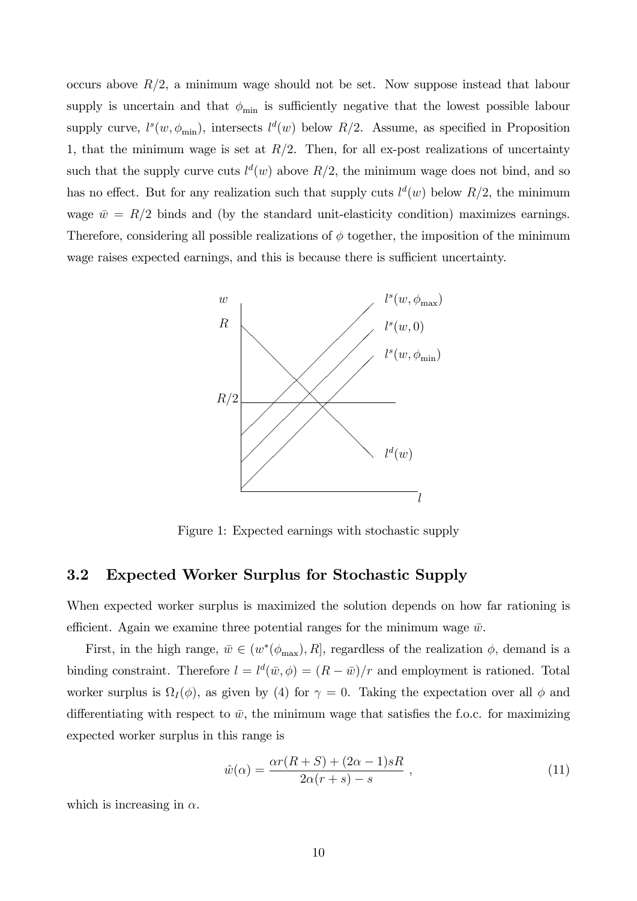occurs above $R/2$, a minimum wage should not be set. Now suppose instead that labour supply is uncertain and that $\phi_{\min}$ is sufficiently negative that the lowest possible labour supply curve, $l^s(w, \phi_{\min})$, intersects $l^d(w)$ below $R/2$. Assume, as specified in Proposition 1, that the minimum wage is set at $R/2$. Then, for all ex-post realizations of uncertainty such that the supply curve cuts $l^d(w)$ above $R/2$, the minimum wage does not bind, and so has no effect. But for any realization such that supply cuts $l^d(w)$ below $R/2$, the minimum wage $\bar{w} = R/2$ binds and (by the standard unit-elasticity condition) maximizes earnings. Therefore, considering all possible realizations of $\phi$ together, the imposition of the minimum wage raises expected earnings, and this is because there is sufficient uncertainty.

Figure 1: Expected earnings with stochastic supply

## 3.2 Expected Worker Surplus for Stochastic Supply

When expected worker surplus is maximized the solution depends on how far rationing is efficient. Again we examine three potential ranges for the minimum wage $\bar{w}$.

First, in the high range, $\bar{w} \in (w^*(\phi_{\max}), R]$, regardless of the realization $\phi$, demand is a binding constraint. Therefore $l = l^d(\bar{w}, \phi) = (R - \bar{w})/r$ and employment is rationed. Total worker surplus is $\Omega_I(\phi)$, as given by (4) for $\gamma = 0$. Taking the expectation over all $\phi$ and differentiating with respect to $\bar{w}$, the minimum wage that satisfies the f.o.c. for maximizing expected worker surplus in this range is

$$\hat{w}(\alpha) = \frac{\alpha r(R + S) + (2\alpha - 1)sR}{2\alpha(r + s) - s} , \tag{11}$$

which is increasing in $\alpha$.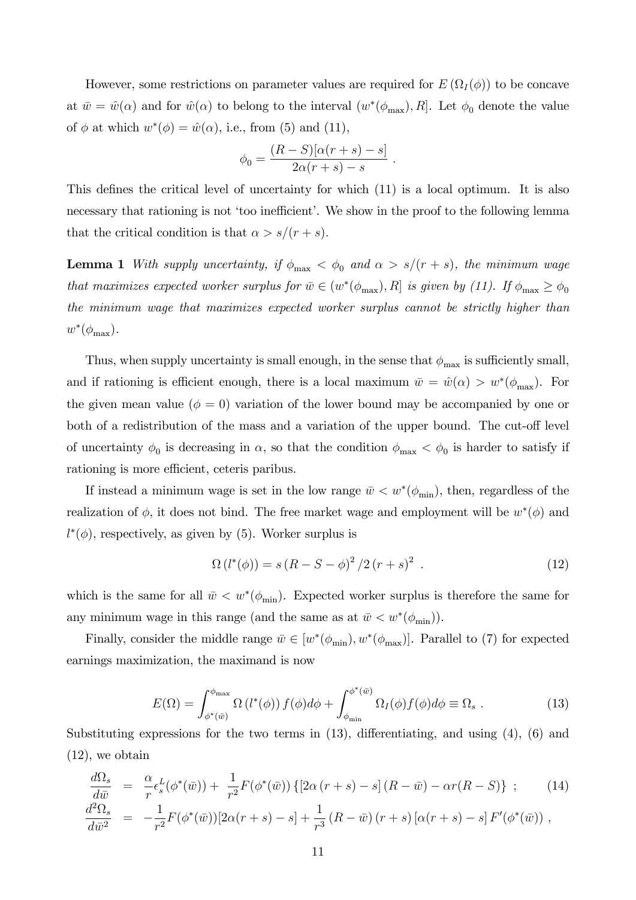However, some restrictions on parameter values are required for $E(\Omega_I(\phi))$ to be concave at $\bar{w} = \hat{w}(\alpha)$ and for $\hat{w}(\alpha)$ to belong to the interval $(w^*(\phi_{\max}), R]$. Let $\phi_0$ denote the value of $\phi$ at which $w^*(\phi) = \hat{w}(\alpha)$, i.e., from (5) and (11),

$$\phi_0 = \frac{(R-S)[\alpha(r+s) - s]}{2\alpha(r+s) - s} \ .$$

This defines the critical level of uncertainty for which (11) is a local optimum. It is also necessary that rationing is not 'too inefficient'. We show in the proof to the following lemma that the critical condition is that $\alpha > s/(r+s)$.

**Lemma 1** *With supply uncertainty, if $\phi_{\max} < \phi_0$ and $\alpha > s/(r+s)$, the minimum wage that maximizes expected worker surplus for $\bar{w} \in (w^*(\phi_{\max}), R]$ is given by (11). If $\phi_{\max} \geq \phi_0$ the minimum wage that maximizes expected worker surplus cannot be strictly higher than $w^*(\phi_{\max})$.*

Thus, when supply uncertainty is small enough, in the sense that $\phi_{\max}$ is sufficiently small, and if rationing is efficient enough, there is a local maximum $\bar{w} = \hat{w}(\alpha) > w^*(\phi_{\max})$. For the given mean value ($\phi = 0$) variation of the lower bound may be accompanied by one or both of a redistribution of the mass and a variation of the upper bound. The cut-off level of uncertainty $\phi_0$ is decreasing in $\alpha$, so that the condition $\phi_{\max} < \phi_0$ is harder to satisfy if rationing is more efficient, ceteris paribus.

If instead a minimum wage is set in the low range $\bar{w} < w^*(\phi_{\min})$, then, regardless of the realization of $\phi$, it does not bind. The free market wage and employment will be $w^*(\phi)$ and $l^*(\phi)$, respectively, as given by (5). Worker surplus is

$$\Omega\left(l^*(\phi)\right) = s\left(R - S - \phi\right)^2 / 2\left(r+s\right)^2 \ . \tag{12}$$

which is the same for all $\bar{w} < w^*(\phi_{\min})$. Expected worker surplus is therefore the same for any minimum wage in this range (and the same as at $\bar{w} < w^*(\phi_{\min})$).

Finally, consider the middle range $\bar{w} \in [w^*(\phi_{\min}), w^*(\phi_{\max})]$. Parallel to (7) for expected earnings maximization, the maximand is now

$$E(\Omega) = \int_{\phi^*(\bar{w})}^{\phi_{\max}} \Omega\left(l^*(\phi)\right) f(\phi) d\phi + \int_{\phi_{\min}}^{\phi^*(\bar{w})} \Omega_I(\phi) f(\phi) d\phi \equiv \Omega_s \ . \tag{13}$$

Substituting expressions for the two terms in (13), differentiating, and using (4), (6) and (12), we obtain

$$\begin{aligned}
\frac{d\Omega_s}{d\bar{w}} &= \frac{\alpha}{r}\epsilon_s^L(\phi^*(\bar{w})) + \frac{1}{r^2}F(\phi^*(\bar{w}))\left\{\left[2\alpha\left(r+s\right) - s\right]\left(R - \bar{w}\right) - \alpha r(R-S)\right\} \ ; \qquad (14) \\
\frac{d^2\Omega_s}{d\bar{w}^2} &= -\frac{1}{r^2}F(\phi^*(\bar{w}))[2\alpha(r+s) - s] + \frac{1}{r^3}\left(R - \bar{w}\right)\left(r+s\right)\left[\alpha(r+s) - s\right]F'(\phi^*(\bar{w})) \ ,
\end{aligned}$$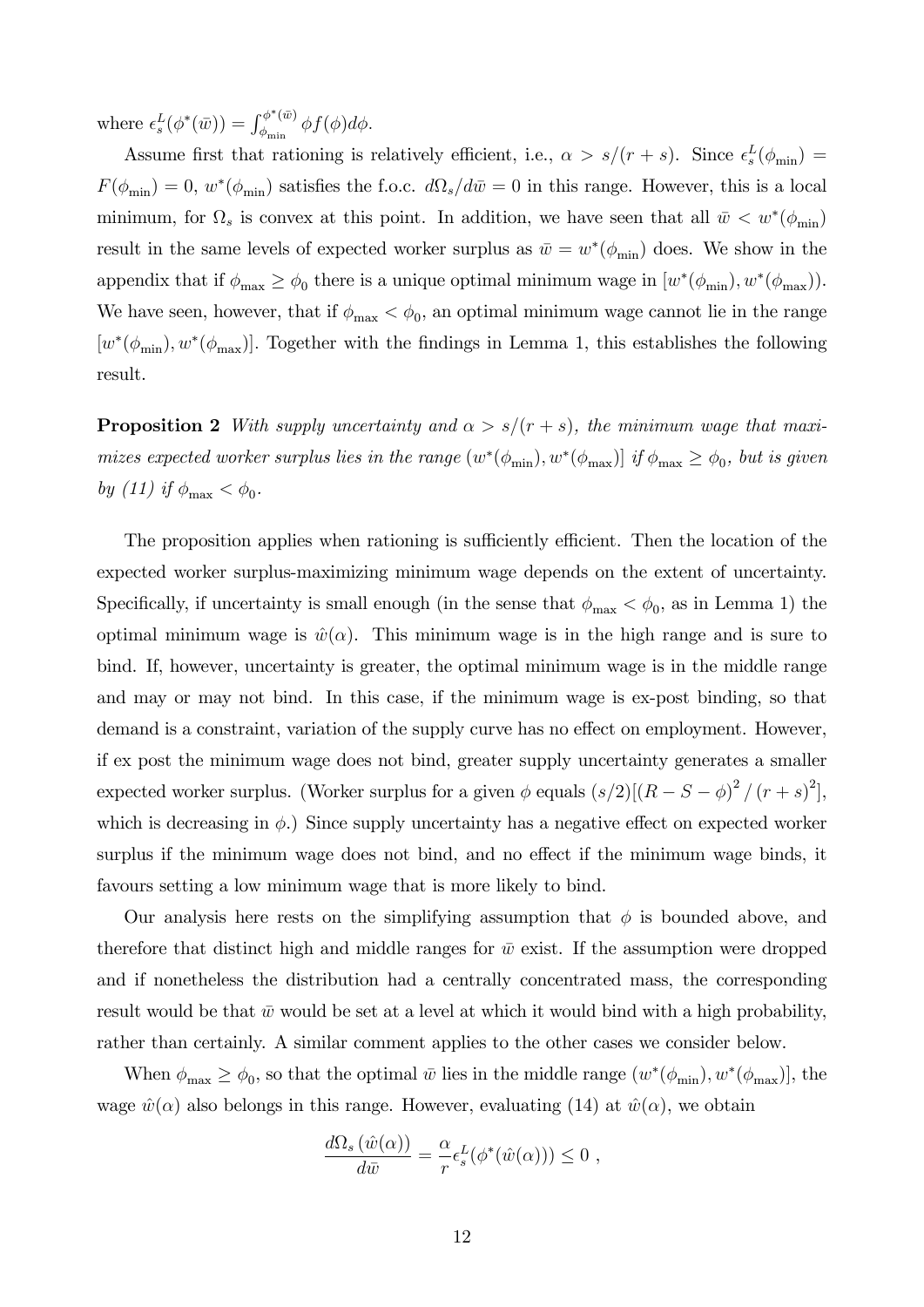where $\epsilon_s^L(\phi^*(\bar{w})) = \int_{\phi_{\min}}^{\phi^*(\bar{w})} \phi f(\phi) d\phi$.

Assume first that rationing is relatively efficient, i.e., $\alpha > s/(r+s)$. Since $\epsilon_s^L(\phi_{\min}) = F(\phi_{\min}) = 0$, $w^*(\phi_{\min})$ satisfies the f.o.c. $d\Omega_s/d\bar{w} = 0$ in this range. However, this is a local minimum, for $\Omega_s$ is convex at this point. In addition, we have seen that all $\bar{w} < w^*(\phi_{\min})$ result in the same levels of expected worker surplus as $\bar{w} = w^*(\phi_{\min})$ does. We show in the appendix that if $\phi_{\max} \geq \phi_0$ there is a unique optimal minimum wage in $[w^*(\phi_{\min}), w^*(\phi_{\max}))$. We have seen, however, that if $\phi_{\max} < \phi_0$, an optimal minimum wage cannot lie in the range $[w^*(\phi_{\min}), w^*(\phi_{\max})]$. Together with the findings in Lemma 1, this establishes the following result.

**Proposition 2** *With supply uncertainty and $\alpha > s/(r+s)$, the minimum wage that maximizes expected worker surplus lies in the range $(w^*(\phi_{\min}), w^*(\phi_{\max})]$ if $\phi_{\max} \geq \phi_0$, but is given by (11) if $\phi_{\max} < \phi_0$.*

The proposition applies when rationing is sufficiently efficient. Then the location of the expected worker surplus-maximizing minimum wage depends on the extent of uncertainty. Specifically, if uncertainty is small enough (in the sense that $\phi_{\max} < \phi_0$, as in Lemma 1) the optimal minimum wage is $\hat{w}(\alpha)$. This minimum wage is in the high range and is sure to bind. If, however, uncertainty is greater, the optimal minimum wage is in the middle range and may or may not bind. In this case, if the minimum wage is ex-post binding, so that demand is a constraint, variation of the supply curve has no effect on employment. However, if ex post the minimum wage does not bind, greater supply uncertainty generates a smaller expected worker surplus. (Worker surplus for a given $\phi$ equals $(s/2)[(R-S-\phi)^2/(r+s)^2]$, which is decreasing in $\phi$.) Since supply uncertainty has a negative effect on expected worker surplus if the minimum wage does not bind, and no effect if the minimum wage binds, it favours setting a low minimum wage that is more likely to bind.

Our analysis here rests on the simplifying assumption that $\phi$ is bounded above, and therefore that distinct high and middle ranges for $\bar{w}$ exist. If the assumption were dropped and if nonetheless the distribution had a centrally concentrated mass, the corresponding result would be that $\bar{w}$ would be set at a level at which it would bind with a high probability, rather than certainly. A similar comment applies to the other cases we consider below.

When $\phi_{\max} \geq \phi_0$, so that the optimal $\bar{w}$ lies in the middle range $(w^*(\phi_{\min}), w^*(\phi_{\max})]$, the wage $\hat{w}(\alpha)$ also belongs in this range. However, evaluating (14) at $\hat{w}(\alpha)$, we obtain

$$\frac{d\Omega_s(\hat{w}(\alpha))}{d\bar{w}} = \frac{\alpha}{r}\epsilon_s^L(\phi^*(\hat{w}(\alpha))) \leq 0 \ ,$$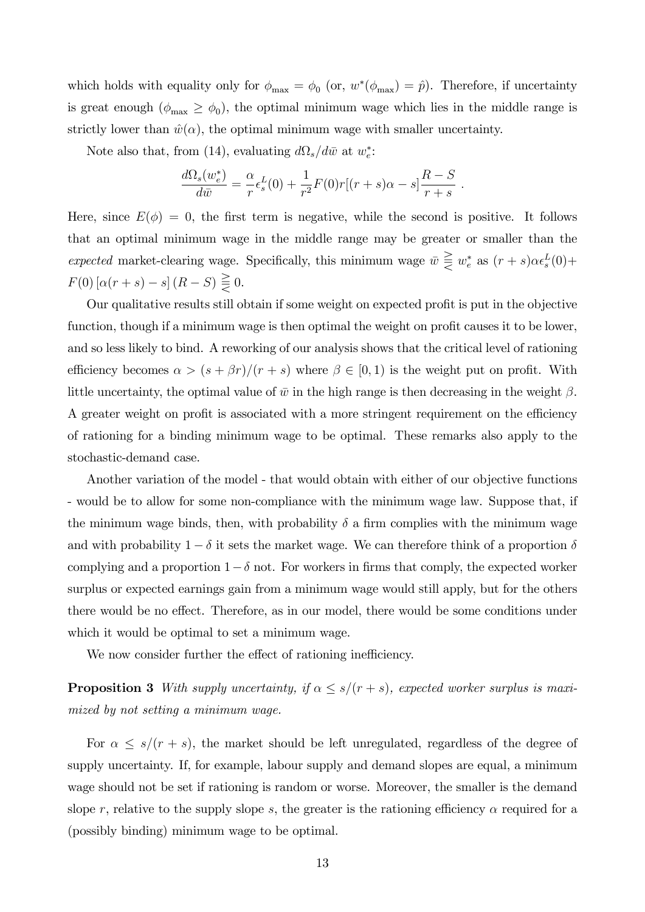which holds with equality only for $\phi_{\max} = \phi_0$ (or, $w^*(\phi_{\max}) = \hat{p}$). Therefore, if uncertainty is great enough ($\phi_{\max} \geq \phi_0$), the optimal minimum wage which lies in the middle range is strictly lower than $\hat{w}(\alpha)$, the optimal minimum wage with smaller uncertainty.

Note also that, from (14), evaluating $d\Omega_s/d\bar{w}$ at $w_e^*$:

$$\frac{d\Omega_s(w_e^*)}{d\bar{w}} = \frac{\alpha}{r}\epsilon_s^L(0) + \frac{1}{r^2}F(0)r[(r+s)\alpha - s]\frac{R-S}{r+s} \ .$$

Here, since $E(\phi) = 0$, the first term is negative, while the second is positive. It follows that an optimal minimum wage in the middle range may be greater or smaller than the *expected* market-clearing wage. Specifically, this minimum wage $\bar{w} \gtreqless w_e^*$ as $(r+s)\alpha\epsilon_s^L(0) + F(0)\left[\alpha(r+s) - s\right](R-S) \gtreqless 0$.

Our qualitative results still obtain if some weight on expected profit is put in the objective function, though if a minimum wage is then optimal the weight on profit causes it to be lower, and so less likely to bind. A reworking of our analysis shows that the critical level of rationing efficiency becomes $\alpha > (s + \beta r)/(r + s)$ where $\beta \in [0, 1)$ is the weight put on profit. With little uncertainty, the optimal value of $\bar{w}$ in the high range is then decreasing in the weight $\beta$. A greater weight on profit is associated with a more stringent requirement on the efficiency of rationing for a binding minimum wage to be optimal. These remarks also apply to the stochastic-demand case.

Another variation of the model - that would obtain with either of our objective functions - would be to allow for some non-compliance with the minimum wage law. Suppose that, if the minimum wage binds, then, with probability $\delta$ a firm complies with the minimum wage and with probability $1 - \delta$ it sets the market wage. We can therefore think of a proportion $\delta$ complying and a proportion $1 - \delta$ not. For workers in firms that comply, the expected worker surplus or expected earnings gain from a minimum wage would still apply, but for the others there would be no effect. Therefore, as in our model, there would be some conditions under which it would be optimal to set a minimum wage.

We now consider further the effect of rationing inefficiency.

**Proposition 3** *With supply uncertainty, if $\alpha \leq s/(r+s)$, expected worker surplus is maximized by not setting a minimum wage.*

For $\alpha \leq s/(r + s)$, the market should be left unregulated, regardless of the degree of supply uncertainty. If, for example, labour supply and demand slopes are equal, a minimum wage should not be set if rationing is random or worse. Moreover, the smaller is the demand slope $r$, relative to the supply slope $s$, the greater is the rationing efficiency $\alpha$ required for a (possibly binding) minimum wage to be optimal.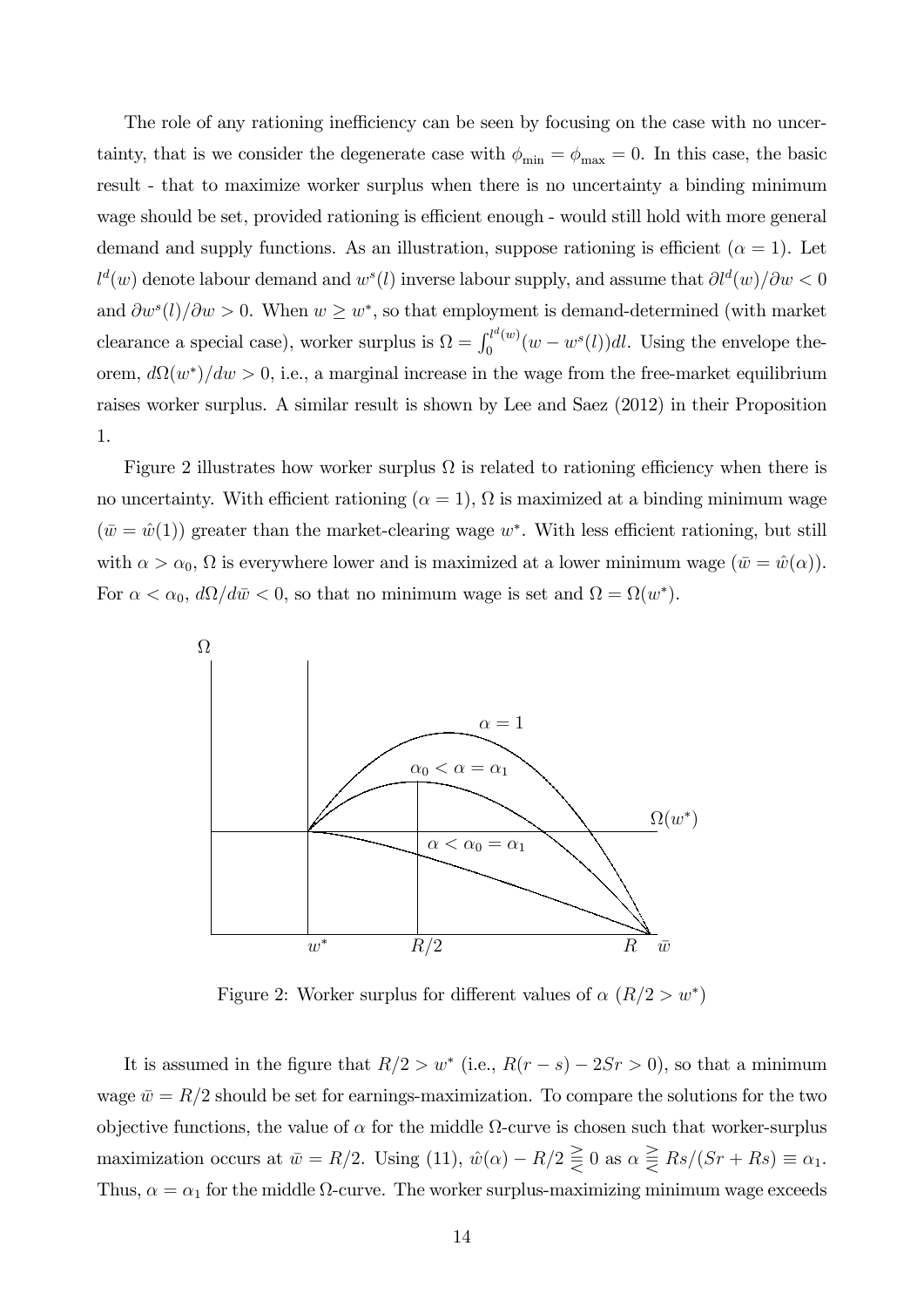The role of any rationing inefficiency can be seen by focusing on the case with no uncertainty, that is we consider the degenerate case with $\phi_{\min} = \phi_{\max} = 0$. In this case, the basic result - that to maximize worker surplus when there is no uncertainty a binding minimum wage should be set, provided rationing is efficient enough - would still hold with more general demand and supply functions. As an illustration, suppose rationing is efficient ($\alpha = 1$). Let $l^d(w)$ denote labour demand and $w^s(l)$ inverse labour supply, and assume that $\partial l^d(w)/\partial w < 0$ and $\partial w^s(l)/\partial w > 0$. When $w \geq w^*$, so that employment is demand-determined (with market clearance a special case), worker surplus is $\Omega = \int_0^{l^d(w)} (w - w^s(l))dl$. Using the envelope theorem, $d\Omega(w^*)/dw > 0$, i.e., a marginal increase in the wage from the free-market equilibrium raises worker surplus. A similar result is shown by Lee and Saez (2012) in their Proposition 1.

Figure 2 illustrates how worker surplus $\Omega$ is related to rationing efficiency when there is no uncertainty. With efficient rationing ($\alpha = 1$), $\Omega$ is maximized at a binding minimum wage ($\bar{w} = \hat{w}(1)$) greater than the market-clearing wage $w^*$. With less efficient rationing, but still with $\alpha > \alpha_0$, $\Omega$ is everywhere lower and is maximized at a lower minimum wage ($\bar{w} = \hat{w}(\alpha)$). For $\alpha < \alpha_0$, $d\Omega/d\bar{w} < 0$, so that no minimum wage is set and $\Omega = \Omega(w^*)$.

Figure 2: Worker surplus for different values of $\alpha$ ($R/2 > w^*$)

It is assumed in the figure that $R/2 > w^*$ (i.e., $R(r - s) - 2Sr > 0$), so that a minimum wage $\bar{w} = R/2$ should be set for earnings-maximization. To compare the solutions for the two objective functions, the value of $\alpha$ for the middle $\Omega$-curve is chosen such that worker-surplus maximization occurs at $\bar{w} = R/2$. Using (11), $\hat{w}(\alpha) - R/2 \gtreqless 0$ as $\alpha \gtreqless Rs/(Sr + Rs) \equiv \alpha_1$. Thus, $\alpha = \alpha_1$ for the middle $\Omega$-curve. The worker surplus-maximizing minimum wage exceeds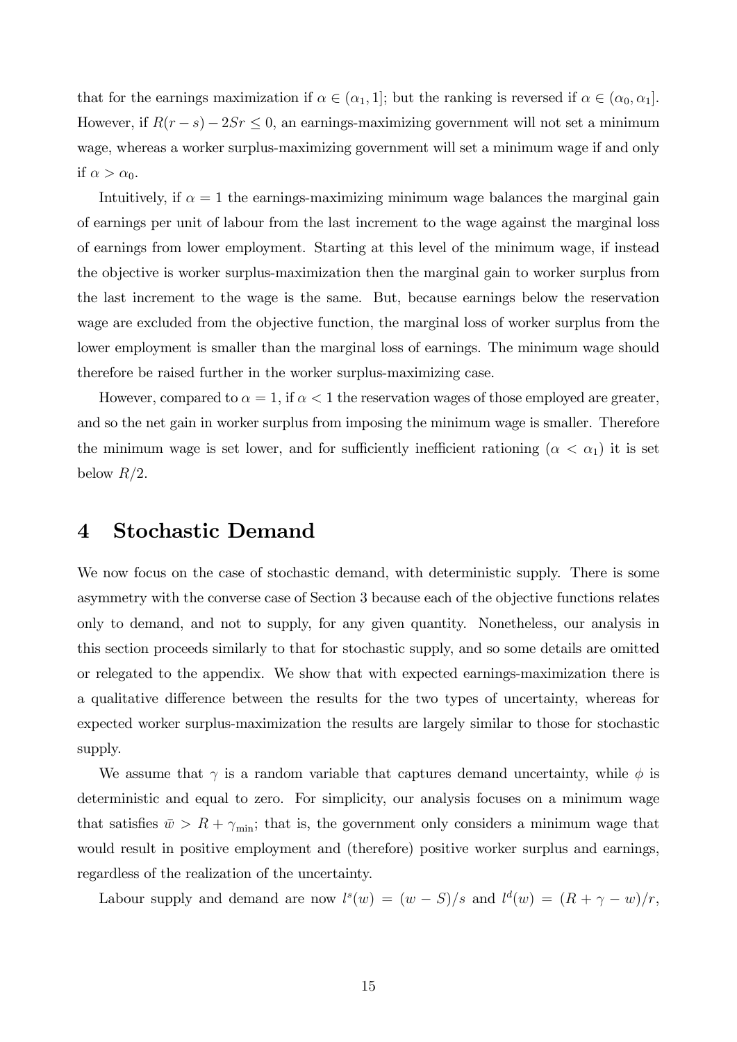that for the earnings maximization if $\alpha \in (\alpha_1, 1]$; but the ranking is reversed if $\alpha \in (\alpha_0, \alpha_1]$. However, if $R(r-s) - 2Sr \leq 0$, an earnings-maximizing government will not set a minimum wage, whereas a worker surplus-maximizing government will set a minimum wage if and only if $\alpha > \alpha_0$.

Intuitively, if $\alpha = 1$ the earnings-maximizing minimum wage balances the marginal gain of earnings per unit of labour from the last increment to the wage against the marginal loss of earnings from lower employment. Starting at this level of the minimum wage, if instead the objective is worker surplus-maximization then the marginal gain to worker surplus from the last increment to the wage is the same. But, because earnings below the reservation wage are excluded from the objective function, the marginal loss of worker surplus from the lower employment is smaller than the marginal loss of earnings. The minimum wage should therefore be raised further in the worker surplus-maximizing case.

However, compared to $\alpha = 1$, if $\alpha < 1$ the reservation wages of those employed are greater, and so the net gain in worker surplus from imposing the minimum wage is smaller. Therefore the minimum wage is set lower, and for sufficiently inefficient rationing ($\alpha < \alpha_1$) it is set below $R/2$.

# 4 Stochastic Demand

We now focus on the case of stochastic demand, with deterministic supply. There is some asymmetry with the converse case of Section 3 because each of the objective functions relates only to demand, and not to supply, for any given quantity. Nonetheless, our analysis in this section proceeds similarly to that for stochastic supply, and so some details are omitted or relegated to the appendix. We show that with expected earnings-maximization there is a qualitative difference between the results for the two types of uncertainty, whereas for expected worker surplus-maximization the results are largely similar to those for stochastic supply.

We assume that $\gamma$ is a random variable that captures demand uncertainty, while $\phi$ is deterministic and equal to zero. For simplicity, our analysis focuses on a minimum wage that satisfies $\bar{w} > R + \gamma_{\min}$; that is, the government only considers a minimum wage that would result in positive employment and (therefore) positive worker surplus and earnings, regardless of the realization of the uncertainty.

Labour supply and demand are now $l^s(w) = (w - S)/s$ and $l^d(w) = (R + \gamma - w)/r$,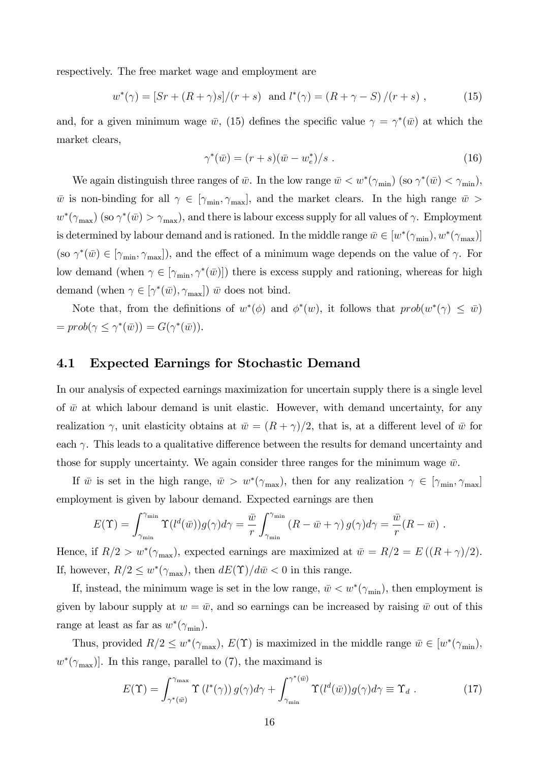respectively. The free market wage and employment are

$$w^*(\gamma) = [Sr + (R+\gamma)s]/(r+s) \text{ and } l^*(\gamma) = (R+\gamma-S)/(r+s) , \tag{15}$$

and, for a given minimum wage $\bar{w}$, (15) defines the specific value $\gamma = \gamma^*(\bar{w})$ at which the market clears,

$$\gamma^*(\bar{w}) = (r+s)(\bar{w} - w_e^*)/s . \tag{16}$$

We again distinguish three ranges of $\bar{w}$. In the low range $\bar{w} < w^*(\gamma_{\min})$ (so $\gamma^*(\bar{w}) < \gamma_{\min}$), $\bar{w}$ is non-binding for all $\gamma \in [\gamma_{\min}, \gamma_{\max}]$, and the market clears. In the high range $\bar{w} > w^*(\gamma_{\max})$ (so $\gamma^*(\bar{w}) > \gamma_{\max}$), and there is labour excess supply for all values of $\gamma$. Employment is determined by labour demand and is rationed. In the middle range $\bar{w} \in [w^*(\gamma_{\min}), w^*(\gamma_{\max})]$ (so $\gamma^*(\bar{w}) \in [\gamma_{\min}, \gamma_{\max}]$), and the effect of a minimum wage depends on the value of $\gamma$. For low demand (when $\gamma \in [\gamma_{\min}, \gamma^*(\bar{w})]$) there is excess supply and rationing, whereas for high demand (when $\gamma \in [\gamma^*(\bar{w}), \gamma_{\max}]$) $\bar{w}$ does not bind.

Note that, from the definitions of $w^*(\phi)$ and $\phi^*(w)$, it follows that $prob(w^*(\gamma) \leq \bar{w}) = prob(\gamma \leq \gamma^*(\bar{w})) = G(\gamma^*(\bar{w}))$.

## 4.1 Expected Earnings for Stochastic Demand

In our analysis of expected earnings maximization for uncertain supply there is a single level of $\bar{w}$ at which labour demand is unit elastic. However, with demand uncertainty, for any realization $\gamma$, unit elasticity obtains at $\bar{w} = (R+\gamma)/2$, that is, at a different level of $\bar{w}$ for each $\gamma$. This leads to a qualitative difference between the results for demand uncertainty and those for supply uncertainty. We again consider three ranges for the minimum wage $\bar{w}$.

If $\bar{w}$ is set in the high range, $\bar{w} > w^*(\gamma_{\max})$, then for any realization $\gamma \in [\gamma_{\min}, \gamma_{\max}]$ employment is given by labour demand. Expected earnings are then

$$E(\Upsilon) = \int_{\gamma_{\min}}^{\gamma_{\min}} \Upsilon(l^d(\bar{w}))g(\gamma)d\gamma = \frac{\bar{w}}{r}\int_{\gamma_{\min}}^{\gamma_{\min}} (R - \bar{w} + \gamma)\, g(\gamma)d\gamma = \frac{\bar{w}}{r}(R - \bar{w}) .$$

Hence, if $R/2 > w^*(\gamma_{\max})$, expected earnings are maximized at $\bar{w} = R/2 = E\left((R+\gamma)/2\right)$. If, however, $R/2 \leq w^*(\gamma_{\max})$, then $dE(\Upsilon)/d\bar{w} < 0$ in this range.

If, instead, the minimum wage is set in the low range, $\bar{w} < w^*(\gamma_{\min})$, then employment is given by labour supply at $w = \bar{w}$, and so earnings can be increased by raising $\bar{w}$ out of this range at least as far as $w^*(\gamma_{\min})$.

Thus, provided $R/2 \leq w^*(\gamma_{\max})$, $E(\Upsilon)$ is maximized in the middle range $\bar{w} \in [w^*(\gamma_{\min}), w^*(\gamma_{\max})]$. In this range, parallel to (7), the maximand is

$$E(\Upsilon) = \int_{\gamma^*(\bar{w})}^{\gamma_{\max}} \Upsilon\left(l^*(\gamma)\right) g(\gamma)d\gamma + \int_{\gamma_{\min}}^{\gamma^*(\bar{w})} \Upsilon(l^d(\bar{w}))g(\gamma)d\gamma \equiv \Upsilon_d . \tag{17}$$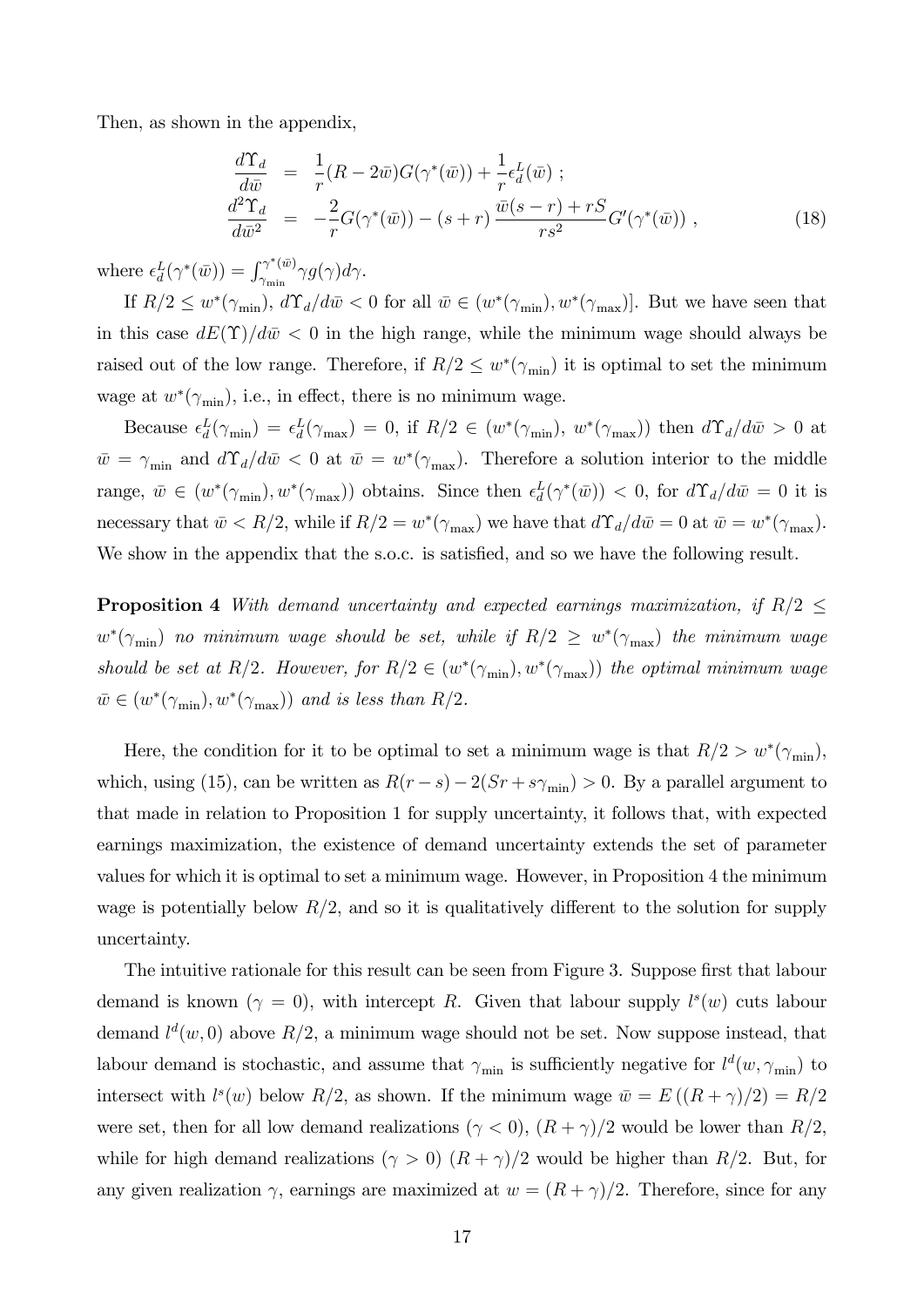Then, as shown in the appendix,

$$
\begin{aligned}
\frac{d\Upsilon_d}{d\bar{w}} &= \frac{1}{r}(R - 2\bar{w})G(\gamma^*(\bar{w})) + \frac{1}{r}\epsilon_d^L(\bar{w}) \ ; \\
\frac{d^2\Upsilon_d}{d\bar{w}^2} &= -\frac{2}{r}G(\gamma^*(\bar{w})) - (s+r)\,\frac{\bar{w}(s-r) + rS}{rs^2}G'(\gamma^*(\bar{w})) \ ,
\end{aligned} \tag{18}
$$

where $\epsilon_d^L(\gamma^*(\bar{w})) = \int_{\gamma_{\min}}^{\gamma^*(\bar{w})} \gamma g(\gamma) d\gamma$.

If $R/2 \leq w^*(\gamma_{\min})$, $d\Upsilon_d/d\bar{w} < 0$ for all $\bar{w} \in (w^*(\gamma_{\min}), w^*(\gamma_{\max})]$. But we have seen that in this case $dE(\Upsilon)/d\bar{w} < 0$ in the high range, while the minimum wage should always be raised out of the low range. Therefore, if $R/2 \leq w^*(\gamma_{\min})$ it is optimal to set the minimum wage at $w^*(\gamma_{\min})$, i.e., in effect, there is no minimum wage.

Because $\epsilon_d^L(\gamma_{\min}) = \epsilon_d^L(\gamma_{\max}) = 0$, if $R/2 \in (w^*(\gamma_{\min}),\ w^*(\gamma_{\max}))$ then $d\Upsilon_d/d\bar{w} > 0$ at $\bar{w} = \gamma_{\min}$ and $d\Upsilon_d/d\bar{w} < 0$ at $\bar{w} = w^*(\gamma_{\max})$. Therefore a solution interior to the middle range, $\bar{w} \in (w^*(\gamma_{\min}), w^*(\gamma_{\max}))$ obtains. Since then $\epsilon_d^L(\gamma^*(\bar{w})) < 0$, for $d\Upsilon_d/d\bar{w} = 0$ it is necessary that $\bar{w} < R/2$, while if $R/2 = w^*(\gamma_{\max})$ we have that $d\Upsilon_d/d\bar{w} = 0$ at $\bar{w} = w^*(\gamma_{\max})$. We show in the appendix that the s.o.c. is satisfied, and so we have the following result.

**Proposition 4** *With demand uncertainty and expected earnings maximization, if $R/2 \leq w^*(\gamma_{\min})$ no minimum wage should be set, while if $R/2 \geq w^*(\gamma_{\max})$ the minimum wage should be set at $R/2$. However, for $R/2 \in (w^*(\gamma_{\min}), w^*(\gamma_{\max}))$ the optimal minimum wage $\bar{w} \in (w^*(\gamma_{\min}), w^*(\gamma_{\max}))$ and is less than $R/2$.*

Here, the condition for it to be optimal to set a minimum wage is that $R/2 > w^*(\gamma_{\min})$, which, using (15), can be written as $R(r-s) - 2(Sr + s\gamma_{\min}) > 0$. By a parallel argument to that made in relation to Proposition 1 for supply uncertainty, it follows that, with expected earnings maximization, the existence of demand uncertainty extends the set of parameter values for which it is optimal to set a minimum wage. However, in Proposition 4 the minimum wage is potentially below $R/2$, and so it is qualitatively different to the solution for supply uncertainty.

The intuitive rationale for this result can be seen from Figure 3. Suppose first that labour demand is known ($\gamma = 0$), with intercept $R$. Given that labour supply $l^s(w)$ cuts labour demand $l^d(w, 0)$ above $R/2$, a minimum wage should not be set. Now suppose instead, that labour demand is stochastic, and assume that $\gamma_{\min}$ is sufficiently negative for $l^d(w, \gamma_{\min})$ to intersect with $l^s(w)$ below $R/2$, as shown. If the minimum wage $\bar{w} = E\left((R+\gamma)/2\right) = R/2$ were set, then for all low demand realizations ($\gamma < 0$), $(R+\gamma)/2$ would be lower than $R/2$, while for high demand realizations ($\gamma > 0$) $(R+\gamma)/2$ would be higher than $R/2$. But, for any given realization $\gamma$, earnings are maximized at $w = (R+\gamma)/2$. Therefore, since for any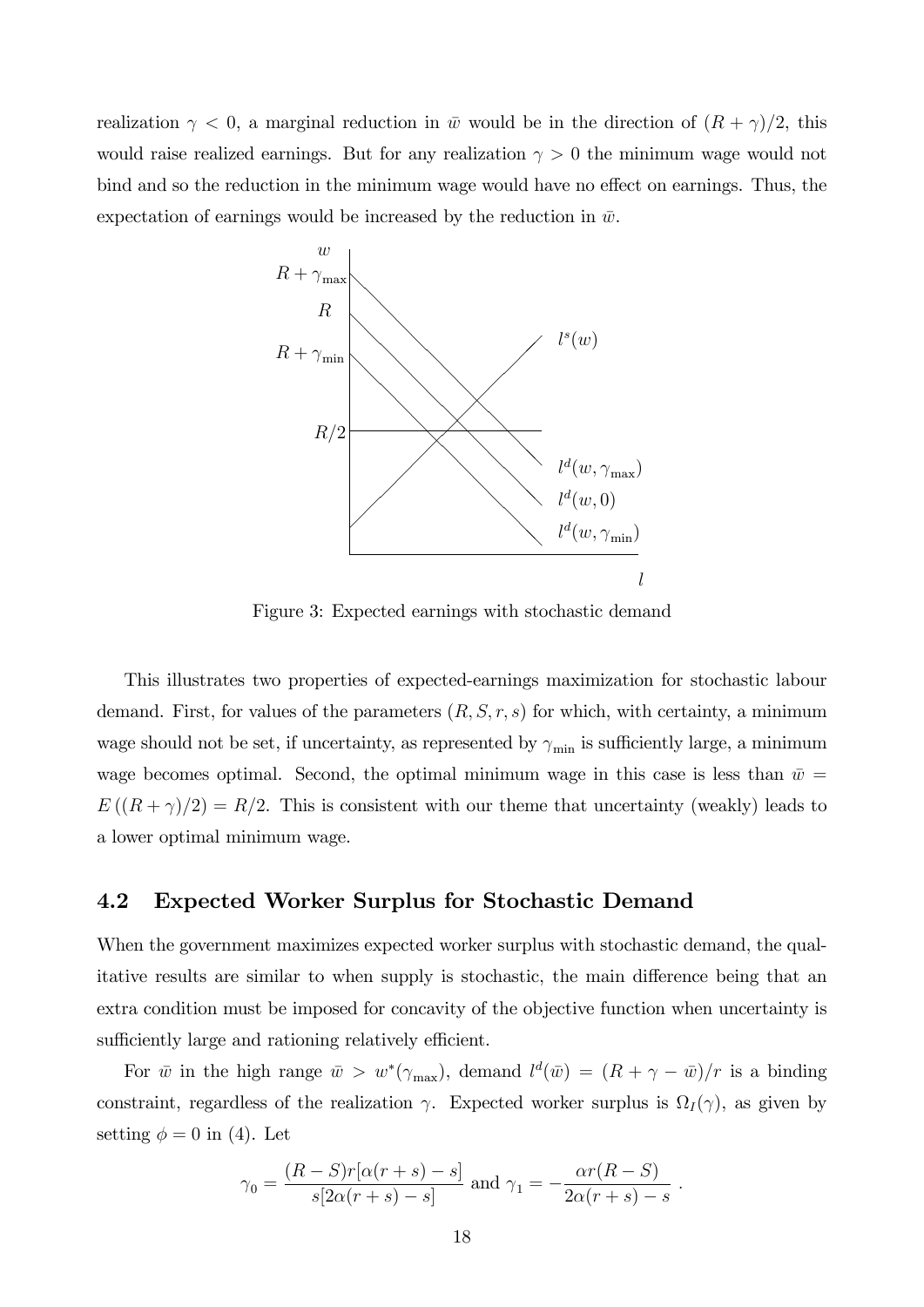realization $\gamma < 0$, a marginal reduction in $\bar{w}$ would be in the direction of $(R + \gamma)/2$, this would raise realized earnings. But for any realization $\gamma > 0$ the minimum wage would not bind and so the reduction in the minimum wage would have no effect on earnings. Thus, the expectation of earnings would be increased by the reduction in $\bar{w}$.

Figure 3: Expected earnings with stochastic demand

This illustrates two properties of expected-earnings maximization for stochastic labour demand. First, for values of the parameters $(R, S, r, s)$ for which, with certainty, a minimum wage should not be set, if uncertainty, as represented by $\gamma_{\min}$ is sufficiently large, a minimum wage becomes optimal. Second, the optimal minimum wage in this case is less than $\bar{w} = E((R + \gamma)/2) = R/2$. This is consistent with our theme that uncertainty (weakly) leads to a lower optimal minimum wage.

## 4.2 Expected Worker Surplus for Stochastic Demand

When the government maximizes expected worker surplus with stochastic demand, the qualitative results are similar to when supply is stochastic, the main difference being that an extra condition must be imposed for concavity of the objective function when uncertainty is sufficiently large and rationing relatively efficient.

For $\bar{w}$ in the high range $\bar{w} > w^*(\gamma_{\max})$, demand $l^d(\bar{w}) = (R + \gamma - \bar{w})/r$ is a binding constraint, regardless of the realization $\gamma$. Expected worker surplus is $\Omega_I(\gamma)$, as given by setting $\phi = 0$ in (4). Let

$$\gamma_0 = \frac{(R - S)r[\alpha(r + s) - s]}{s[2\alpha(r + s) - s]} \text{ and } \gamma_1 = -\frac{\alpha r(R - S)}{2\alpha(r + s) - s} \ .$$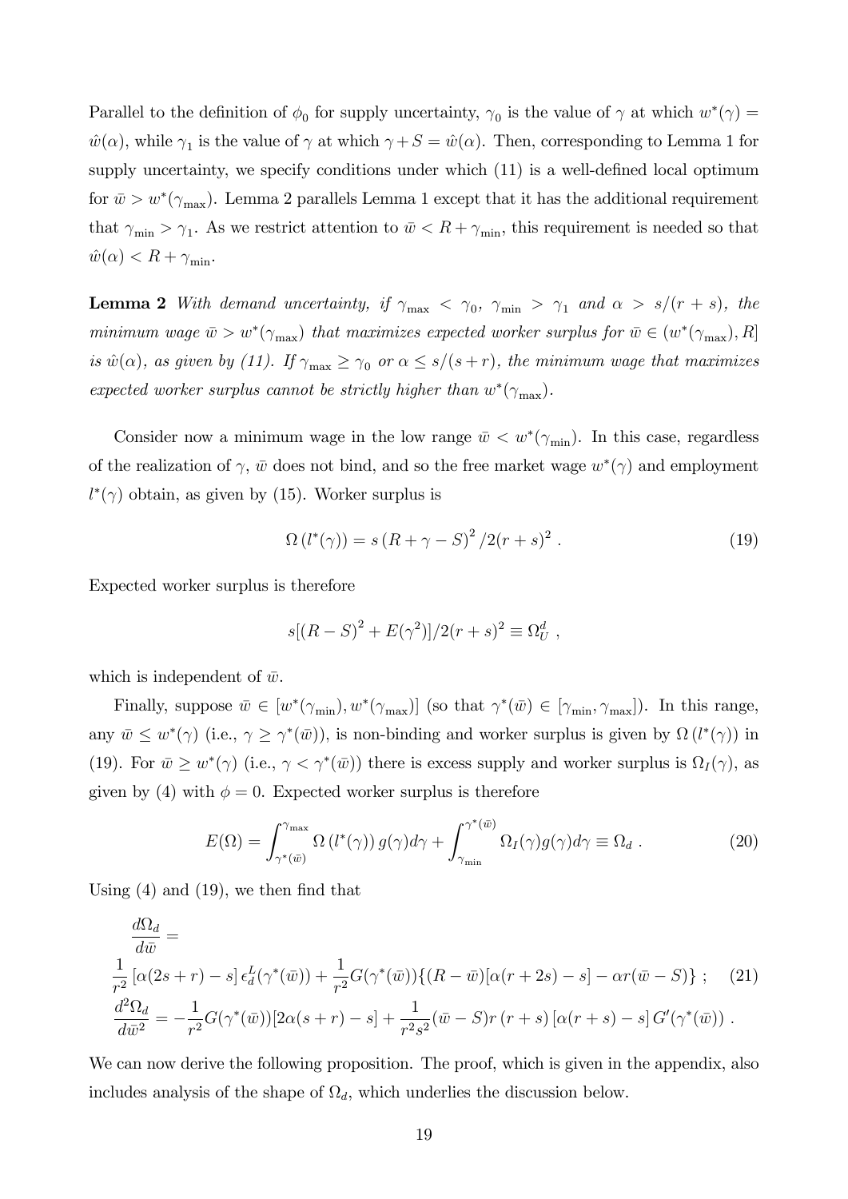Parallel to the definition of $\phi_0$ for supply uncertainty, $\gamma_0$ is the value of $\gamma$ at which $w^*(\gamma) = \hat{w}(\alpha)$, while $\gamma_1$ is the value of $\gamma$ at which $\gamma + S = \hat{w}(\alpha)$. Then, corresponding to Lemma 1 for supply uncertainty, we specify conditions under which (11) is a well-defined local optimum for $\bar{w} > w^*(\gamma_{\max})$. Lemma 2 parallels Lemma 1 except that it has the additional requirement that $\gamma_{\min} > \gamma_1$. As we restrict attention to $\bar{w} < R + \gamma_{\min}$, this requirement is needed so that $\hat{w}(\alpha) < R + \gamma_{\min}$.

**Lemma 2** *With demand uncertainty, if $\gamma_{\max} < \gamma_0$, $\gamma_{\min} > \gamma_1$ and $\alpha > s/(r+s)$, the minimum wage $\bar{w} > w^*(\gamma_{\max})$ that maximizes expected worker surplus for $\bar{w} \in (w^*(\gamma_{\max}), R]$ is $\hat{w}(\alpha)$, as given by (11). If $\gamma_{\max} \geq \gamma_0$ or $\alpha \leq s/(s+r)$, the minimum wage that maximizes expected worker surplus cannot be strictly higher than $w^*(\gamma_{\max})$.*

Consider now a minimum wage in the low range $\bar{w} < w^*(\gamma_{\min})$. In this case, regardless of the realization of $\gamma$, $\bar{w}$ does not bind, and so the free market wage $w^*(\gamma)$ and employment $l^*(\gamma)$ obtain, as given by (15). Worker surplus is

$$\Omega\left(l^*(\gamma)\right) = s\left(R + \gamma - S\right)^2 / 2(r+s)^2 \ . \tag{19}$$

Expected worker surplus is therefore

$$s[(R-S)^2 + E(\gamma^2)]/2(r+s)^2 \equiv \Omega_U^d \ ,$$

which is independent of $\bar{w}$.

Finally, suppose $\bar{w} \in [w^*(\gamma_{\min}), w^*(\gamma_{\max})]$ (so that $\gamma^*(\bar{w}) \in [\gamma_{\min}, \gamma_{\max}]$). In this range, any $\bar{w} \leq w^*(\gamma)$ (i.e., $\gamma \geq \gamma^*(\bar{w})$), is non-binding and worker surplus is given by $\Omega\left(l^*(\gamma)\right)$ in (19). For $\bar{w} \geq w^*(\gamma)$ (i.e., $\gamma < \gamma^*(\bar{w})$) there is excess supply and worker surplus is $\Omega_I(\gamma)$, as given by (4) with $\phi = 0$. Expected worker surplus is therefore

$$E(\Omega) = \int_{\gamma^*(\bar{w})}^{\gamma_{\max}} \Omega\left(l^*(\gamma)\right) g(\gamma) d\gamma + \int_{\gamma_{\min}}^{\gamma^*(\bar{w})} \Omega_I(\gamma) g(\gamma) d\gamma \equiv \Omega_d \ . \tag{20}$$

Using (4) and (19), we then find that

$$\begin{aligned}
&\frac{d\Omega_d}{d\bar{w}} = \\
&\frac{1}{r^2}\left[\alpha(2s+r) - s\right]\epsilon_d^L(\gamma^*(\bar{w})) + \frac{1}{r^2}G(\gamma^*(\bar{w}))\{(R-\bar{w})[\alpha(r+2s) - s] - \alpha r(\bar{w} - S)\} \ ; \quad (21)\\
&\frac{d^2\Omega_d}{d\bar{w}^2} = -\frac{1}{r^2}G(\gamma^*(\bar{w}))[2\alpha(s+r) - s] + \frac{1}{r^2 s^2}(\bar{w} - S) r\left(r+s\right)\left[\alpha(r+s) - s\right] G'(\gamma^*(\bar{w})) \ .
\end{aligned}$$

We can now derive the following proposition. The proof, which is given in the appendix, also includes analysis of the shape of $\Omega_d$, which underlies the discussion below.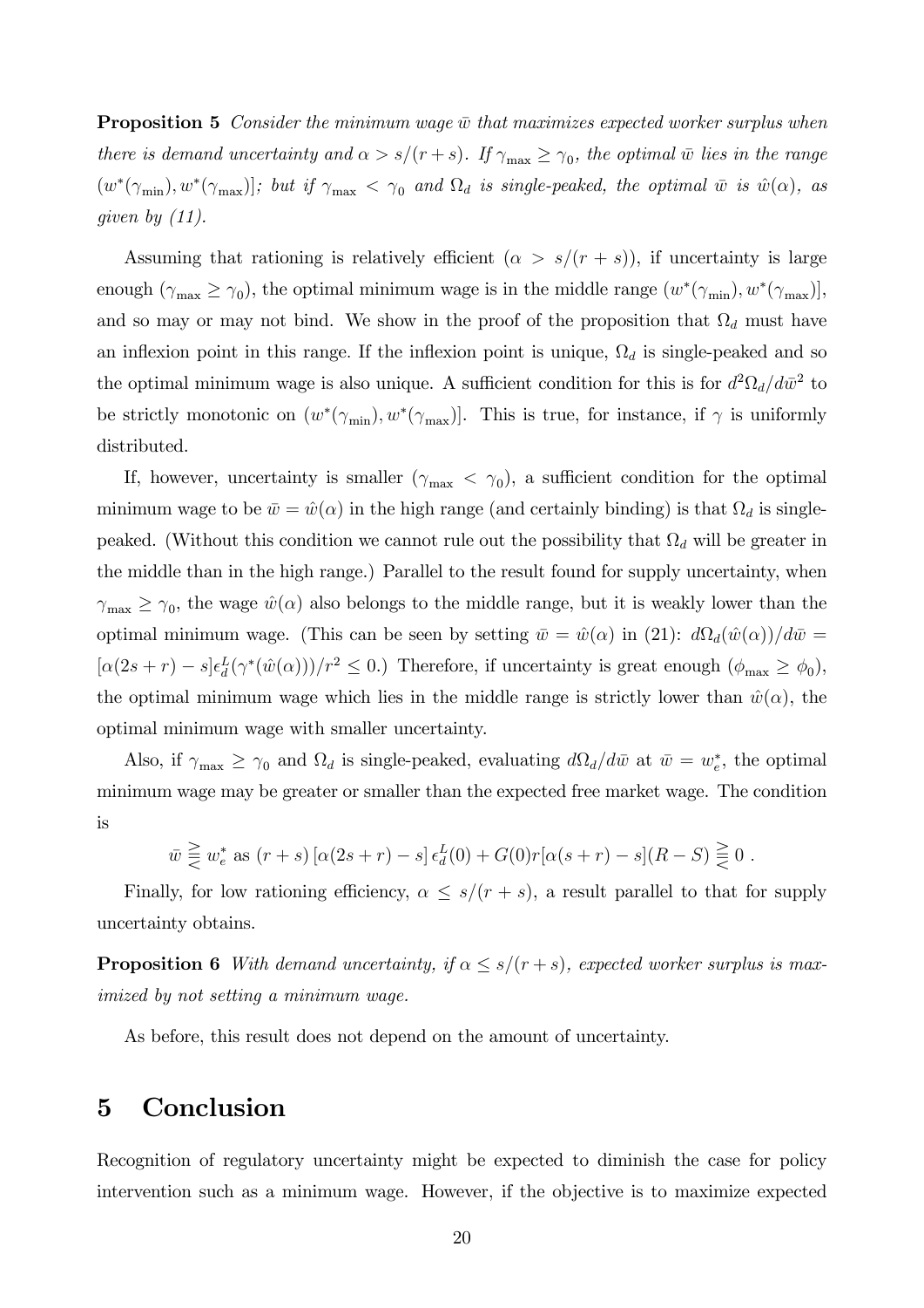**Proposition 5** *Consider the minimum wage $\bar{w}$ that maximizes expected worker surplus when there is demand uncertainty and $\alpha > s/(r+s)$. If $\gamma_{\max} \geq \gamma_0$, the optimal $\bar{w}$ lies in the range $(w^*(\gamma_{\min}), w^*(\gamma_{\max})]$; but if $\gamma_{\max} < \gamma_0$ and $\Omega_d$ is single-peaked, the optimal $\bar{w}$ is $\hat{w}(\alpha)$, as given by (11).*

Assuming that rationing is relatively efficient ($\alpha > s/(r+s)$), if uncertainty is large enough ($\gamma_{\max} \geq \gamma_0$), the optimal minimum wage is in the middle range $(w^*(\gamma_{\min}), w^*(\gamma_{\max})]$, and so may or may not bind. We show in the proof of the proposition that $\Omega_d$ must have an inflexion point in this range. If the inflexion point is unique, $\Omega_d$ is single-peaked and so the optimal minimum wage is also unique. A sufficient condition for this is for $d^2\Omega_d/d\bar{w}^2$ to be strictly monotonic on $(w^*(\gamma_{\min}), w^*(\gamma_{\max})]$. This is true, for instance, if $\gamma$ is uniformly distributed.

If, however, uncertainty is smaller ($\gamma_{\max} < \gamma_0$), a sufficient condition for the optimal minimum wage to be $\bar{w} = \hat{w}(\alpha)$ in the high range (and certainly binding) is that $\Omega_d$ is single-peaked. (Without this condition we cannot rule out the possibility that $\Omega_d$ will be greater in the middle than in the high range.) Parallel to the result found for supply uncertainty, when $\gamma_{\max} \geq \gamma_0$, the wage $\hat{w}(\alpha)$ also belongs to the middle range, but it is weakly lower than the optimal minimum wage. (This can be seen by setting $\bar{w} = \hat{w}(\alpha)$ in (21): $d\Omega_d(\hat{w}(\alpha))/d\bar{w} = [\alpha(2s+r) - s]\epsilon_d^L(\gamma^*(\hat{w}(\alpha)))/r^2 \leq 0$.) Therefore, if uncertainty is great enough ($\phi_{\max} \geq \phi_0$), the optimal minimum wage which lies in the middle range is strictly lower than $\hat{w}(\alpha)$, the optimal minimum wage with smaller uncertainty.

Also, if $\gamma_{\max} \geq \gamma_0$ and $\Omega_d$ is single-peaked, evaluating $d\Omega_d/d\bar{w}$ at $\bar{w} = w_e^*$, the optimal minimum wage may be greater or smaller than the expected free market wage. The condition is

$$\bar{w} \gtreqless w_e^* \text{ as } (r+s)\left[\alpha(2s+r) - s\right]\epsilon_d^L(0) + G(0)r[\alpha(s+r) - s](R - S) \gtreqless 0 \, .$$

Finally, for low rationing efficiency, $\alpha \leq s/(r+s)$, a result parallel to that for supply uncertainty obtains.

**Proposition 6** *With demand uncertainty, if $\alpha \leq s/(r+s)$, expected worker surplus is maximized by not setting a minimum wage.*

As before, this result does not depend on the amount of uncertainty.

# 5 Conclusion

Recognition of regulatory uncertainty might be expected to diminish the case for policy intervention such as a minimum wage. However, if the objective is to maximize expected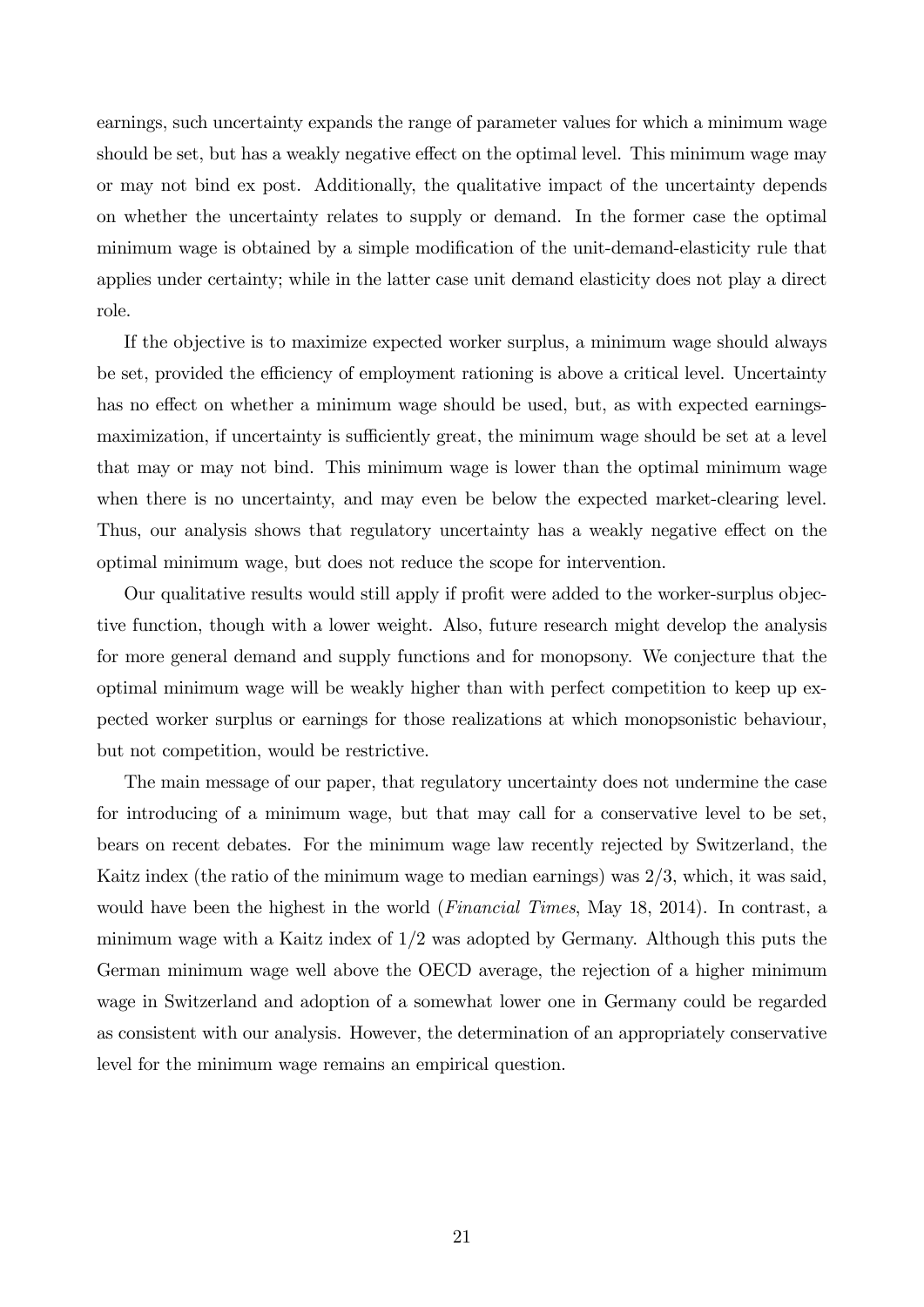earnings, such uncertainty expands the range of parameter values for which a minimum wage should be set, but has a weakly negative effect on the optimal level. This minimum wage may or may not bind ex post. Additionally, the qualitative impact of the uncertainty depends on whether the uncertainty relates to supply or demand. In the former case the optimal minimum wage is obtained by a simple modification of the unit-demand-elasticity rule that applies under certainty; while in the latter case unit demand elasticity does not play a direct role.

If the objective is to maximize expected worker surplus, a minimum wage should always be set, provided the efficiency of employment rationing is above a critical level. Uncertainty has no effect on whether a minimum wage should be used, but, as with expected earnings-maximization, if uncertainty is sufficiently great, the minimum wage should be set at a level that may or may not bind. This minimum wage is lower than the optimal minimum wage when there is no uncertainty, and may even be below the expected market-clearing level. Thus, our analysis shows that regulatory uncertainty has a weakly negative effect on the optimal minimum wage, but does not reduce the scope for intervention.

Our qualitative results would still apply if profit were added to the worker-surplus objective function, though with a lower weight. Also, future research might develop the analysis for more general demand and supply functions and for monopsony. We conjecture that the optimal minimum wage will be weakly higher than with perfect competition to keep up expected worker surplus or earnings for those realizations at which monopsonistic behaviour, but not competition, would be restrictive.

The main message of our paper, that regulatory uncertainty does not undermine the case for introducing of a minimum wage, but that may call for a conservative level to be set, bears on recent debates. For the minimum wage law recently rejected by Switzerland, the Kaitz index (the ratio of the minimum wage to median earnings) was $2/3$, which, it was said, would have been the highest in the world (*Financial Times*, May 18, 2014). In contrast, a minimum wage with a Kaitz index of $1/2$ was adopted by Germany. Although this puts the German minimum wage well above the OECD average, the rejection of a higher minimum wage in Switzerland and adoption of a somewhat lower one in Germany could be regarded as consistent with our analysis. However, the determination of an appropriately conservative level for the minimum wage remains an empirical question.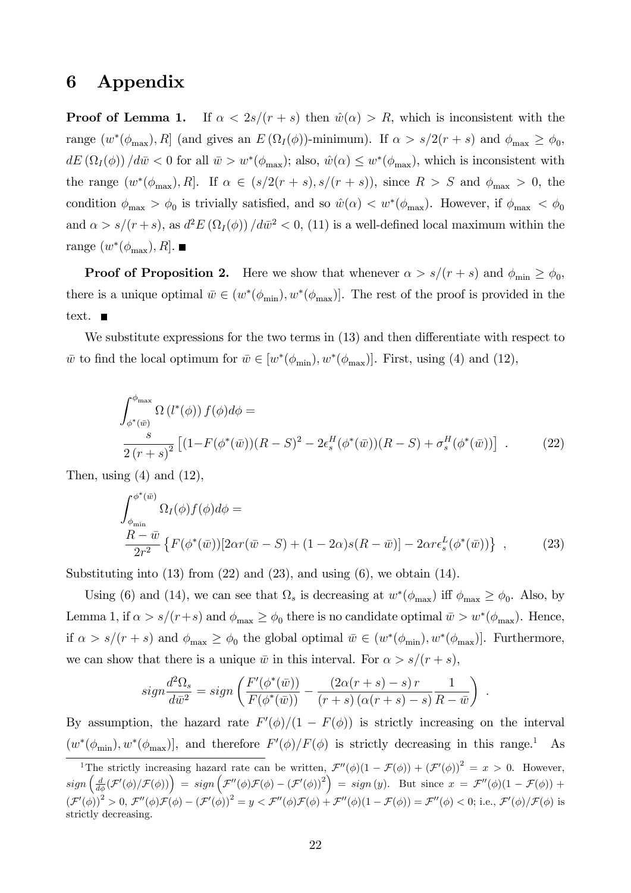# 6 Appendix

**Proof of Lemma 1.** If $\alpha < 2s/(r+s)$ then $\hat{w}(\alpha) > R$, which is inconsistent with the range $(w^*(\phi_{\max}), R]$ (and gives an $E(\Omega_I(\phi))$-minimum). If $\alpha > s/2(r+s)$ and $\phi_{\max} \geq \phi_0$, $dE(\Omega_I(\phi))/d\bar{w} < 0$ for all $\bar{w} > w^*(\phi_{\max})$; also, $\hat{w}(\alpha) \leq w^*(\phi_{\max})$, which is inconsistent with the range $(w^*(\phi_{\max}), R]$. If $\alpha \in (s/2(r+s), s/(r+s))$, since $R > S$ and $\phi_{\max} > 0$, the condition $\phi_{\max} > \phi_0$ is trivially satisfied, and so $\hat{w}(\alpha) < w^*(\phi_{\max})$. However, if $\phi_{\max} < \phi_0$ and $\alpha > s/(r+s)$, as $d^2E(\Omega_I(\phi))/d\bar{w}^2 < 0$, (11) is a well-defined local maximum within the range $(w^*(\phi_{\max}), R]$. ■

**Proof of Proposition 2.** Here we show that whenever $\alpha > s/(r+s)$ and $\phi_{\min} \geq \phi_0$, there is a unique optimal $\bar{w} \in (w^*(\phi_{\min}), w^*(\phi_{\max})]$. The rest of the proof is provided in the text. ■

We substitute expressions for the two terms in (13) and then differentiate with respect to $\bar{w}$ to find the local optimum for $\bar{w} \in [w^*(\phi_{\min}), w^*(\phi_{\max})]$. First, using (4) and (12),

$$\int_{\phi^*(\bar{w})}^{\phi_{\max}} \Omega(l^*(\phi)) f(\phi) d\phi = \frac{s}{2(r+s)^2}\left[(1-F(\phi^*(\bar{w}))(R-S)^2 - 2\epsilon_s^H(\phi^*(\bar{w}))(R-S) + \sigma_s^H(\phi^*(\bar{w}))\right] . \tag{22}$$

Then, using (4) and (12),

$$\int_{\phi_{\min}}^{\phi^*(\bar{w})} \Omega_I(\phi) f(\phi) d\phi = \frac{R-\bar{w}}{2r^2}\left\{F(\phi^*(\bar{w}))[2\alpha r(\bar{w}-S) + (1-2\alpha)s(R-\bar{w})] - 2\alpha r \epsilon_s^L(\phi^*(\bar{w}))\right\} , \tag{23}$$

Substituting into (13) from (22) and (23), and using (6), we obtain (14).

Using (6) and (14), we can see that $\Omega_s$ is decreasing at $w^*(\phi_{\max})$ iff $\phi_{\max} \geq \phi_0$. Also, by Lemma 1, if $\alpha > s/(r+s)$ and $\phi_{\max} \geq \phi_0$ there is no candidate optimal $\bar{w} > w^*(\phi_{\max})$. Hence, if $\alpha > s/(r+s)$ and $\phi_{\max} \geq \phi_0$ the global optimal $\bar{w} \in (w^*(\phi_{\min}), w^*(\phi_{\max})]$. Furthermore, we can show that there is a unique $\bar{w}$ in this interval. For $\alpha > s/(r+s)$,

$$sign \frac{d^2\Omega_s}{d\bar{w}^2} = sign\left(\frac{F'(\phi^*(\bar{w}))}{F(\phi^*(\bar{w}))} - \frac{(2\alpha(r+s)-s)r}{(r+s)(\alpha(r+s)-s)}\frac{1}{R-\bar{w}}\right) .$$

By assumption, the hazard rate $F'(\phi)/(1-F(\phi))$ is strictly increasing on the interval $(w^*(\phi_{\min}), w^*(\phi_{\max})]$, and therefore $F'(\phi)/F(\phi)$ is strictly decreasing in this range.[1] As

[1] The strictly increasing hazard rate can be written, $\mathcal{F}''(\phi)(1-\mathcal{F}(\phi)) + (\mathcal{F}'(\phi))^2 = x > 0$. However, $sign\left(\frac{d}{d\phi}(\mathcal{F}'(\phi)/\mathcal{F}(\phi))\right) = sign\left(\mathcal{F}''(\phi)\mathcal{F}(\phi) - (\mathcal{F}'(\phi))^2\right) = sign(y)$. But since $x = \mathcal{F}''(\phi)(1-\mathcal{F}(\phi)) + (\mathcal{F}'(\phi))^2 > 0$, $\mathcal{F}''(\phi)\mathcal{F}(\phi) - (\mathcal{F}'(\phi))^2 = y < \mathcal{F}''(\phi)\mathcal{F}(\phi) + \mathcal{F}''(\phi)(1-\mathcal{F}(\phi)) = \mathcal{F}''(\phi) < 0$; i.e., $\mathcal{F}'(\phi)/\mathcal{F}(\phi)$ is strictly decreasing.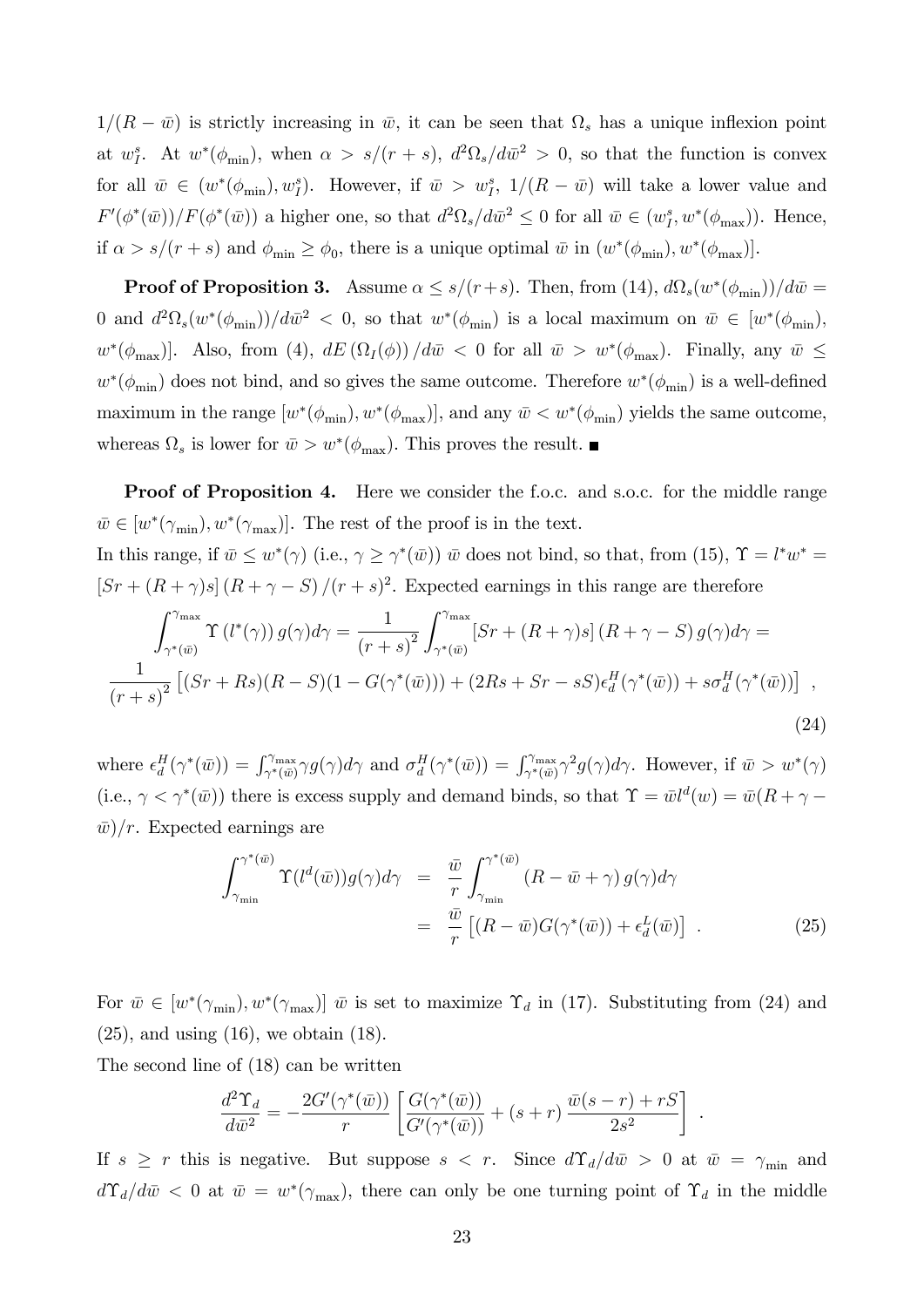$1/(R - \bar{w})$ is strictly increasing in $\bar{w}$, it can be seen that $\Omega_s$ has a unique inflexion point at $w_I^s$. At $w^*(\phi_{\min})$, when $\alpha > s/(r+s)$, $d^2\Omega_s/d\bar{w}^2 > 0$, so that the function is convex for all $\bar{w} \in (w^*(\phi_{\min}), w_I^s)$. However, if $\bar{w} > w_I^s$, $1/(R - \bar{w})$ will take a lower value and $F'(\phi^*(\bar{w}))/F(\phi^*(\bar{w}))$ a higher one, so that $d^2\Omega_s/d\bar{w}^2 \leq 0$ for all $\bar{w} \in (w_I^s, w^*(\phi_{\max}))$. Hence, if $\alpha > s/(r+s)$ and $\phi_{\min} \geq \phi_0$, there is a unique optimal $\bar{w}$ in $(w^*(\phi_{\min}), w^*(\phi_{\max})]$.

**Proof of Proposition 3.** Assume $\alpha \leq s/(r+s)$. Then, from (14), $d\Omega_s(w^*(\phi_{\min}))/d\bar{w} = 0$ and $d^2\Omega_s(w^*(\phi_{\min}))/d\bar{w}^2 < 0$, so that $w^*(\phi_{\min})$ is a local maximum on $\bar{w} \in [w^*(\phi_{\min}), w^*(\phi_{\max})]$. Also, from (4), $dE(\Omega_I(\phi))/d\bar{w} < 0$ for all $\bar{w} > w^*(\phi_{\max})$. Finally, any $\bar{w} \leq w^*(\phi_{\min})$ does not bind, and so gives the same outcome. Therefore $w^*(\phi_{\min})$ is a well-defined maximum in the range $[w^*(\phi_{\min}), w^*(\phi_{\max})]$, and any $\bar{w} < w^*(\phi_{\min})$ yields the same outcome, whereas $\Omega_s$ is lower for $\bar{w} > w^*(\phi_{\max})$. This proves the result. ■

**Proof of Proposition 4.** Here we consider the f.o.c. and s.o.c. for the middle range $\bar{w} \in [w^*(\gamma_{\min}), w^*(\gamma_{\max})]$. The rest of the proof is in the text.

In this range, if $\bar{w} \leq w^*(\gamma)$ (i.e., $\gamma \geq \gamma^*(\bar{w})$) $\bar{w}$ does not bind, so that, from (15), $\Upsilon = l^* w^* = [Sr + (R+\gamma)s](R + \gamma - S)/(r+s)^2$. Expected earnings in this range are therefore

$$\int_{\gamma^*(\bar{w})}^{\gamma_{\max}} \Upsilon(l^*(\gamma)) g(\gamma) d\gamma = \frac{1}{(r+s)^2} \int_{\gamma^*(\bar{w})}^{\gamma_{\max}} [Sr + (R+\gamma)s](R + \gamma - S) g(\gamma) d\gamma =$$
$$\frac{1}{(r+s)^2}\left[(Sr + Rs)(R - S)(1 - G(\gamma^*(\bar{w}))) + (2Rs + Sr - sS)\epsilon_d^H(\gamma^*(\bar{w})) + s\sigma_d^H(\gamma^*(\bar{w}))\right] \,, \tag{24}$$

where $\epsilon_d^H(\gamma^*(\bar{w})) = \int_{\gamma^*(\bar{w})}^{\gamma_{\max}} \gamma g(\gamma) d\gamma$ and $\sigma_d^H(\gamma^*(\bar{w})) = \int_{\gamma^*(\bar{w})}^{\gamma_{\max}} \gamma^2 g(\gamma) d\gamma$. However, if $\bar{w} > w^*(\gamma)$ (i.e., $\gamma < \gamma^*(\bar{w})$) there is excess supply and demand binds, so that $\Upsilon = \bar{w} l^d(w) = \bar{w}(R + \gamma - \bar{w})/r$. Expected earnings are

$$\begin{aligned} \int_{\gamma_{\min}}^{\gamma^*(\bar{w})} \Upsilon(l^d(\bar{w})) g(\gamma) d\gamma &= \frac{\bar{w}}{r} \int_{\gamma_{\min}}^{\gamma^*(\bar{w})} (R - \bar{w} + \gamma) g(\gamma) d\gamma \\ &= \frac{\bar{w}}{r}\left[(R - \bar{w}) G(\gamma^*(\bar{w})) + \epsilon_d^L(\bar{w})\right] \,. \end{aligned} \tag{25}$$

For $\bar{w} \in [w^*(\gamma_{\min}), w^*(\gamma_{\max})]$ $\bar{w}$ is set to maximize $\Upsilon_d$ in (17). Substituting from (24) and (25), and using (16), we obtain (18).

The second line of (18) can be written

$$\frac{d^2\Upsilon_d}{d\bar{w}^2} = -\frac{2G'(\gamma^*(\bar{w}))}{r}\left[\frac{G(\gamma^*(\bar{w}))}{G'(\gamma^*(\bar{w}))} + (s+r)\frac{\bar{w}(s-r) + rS}{2s^2}\right] \,.$$

If $s \geq r$ this is negative. But suppose $s < r$. Since $d\Upsilon_d/d\bar{w} > 0$ at $\bar{w} = \gamma_{\min}$ and $d\Upsilon_d/d\bar{w} < 0$ at $\bar{w} = w^*(\gamma_{\max})$, there can only be one turning point of $\Upsilon_d$ in the middle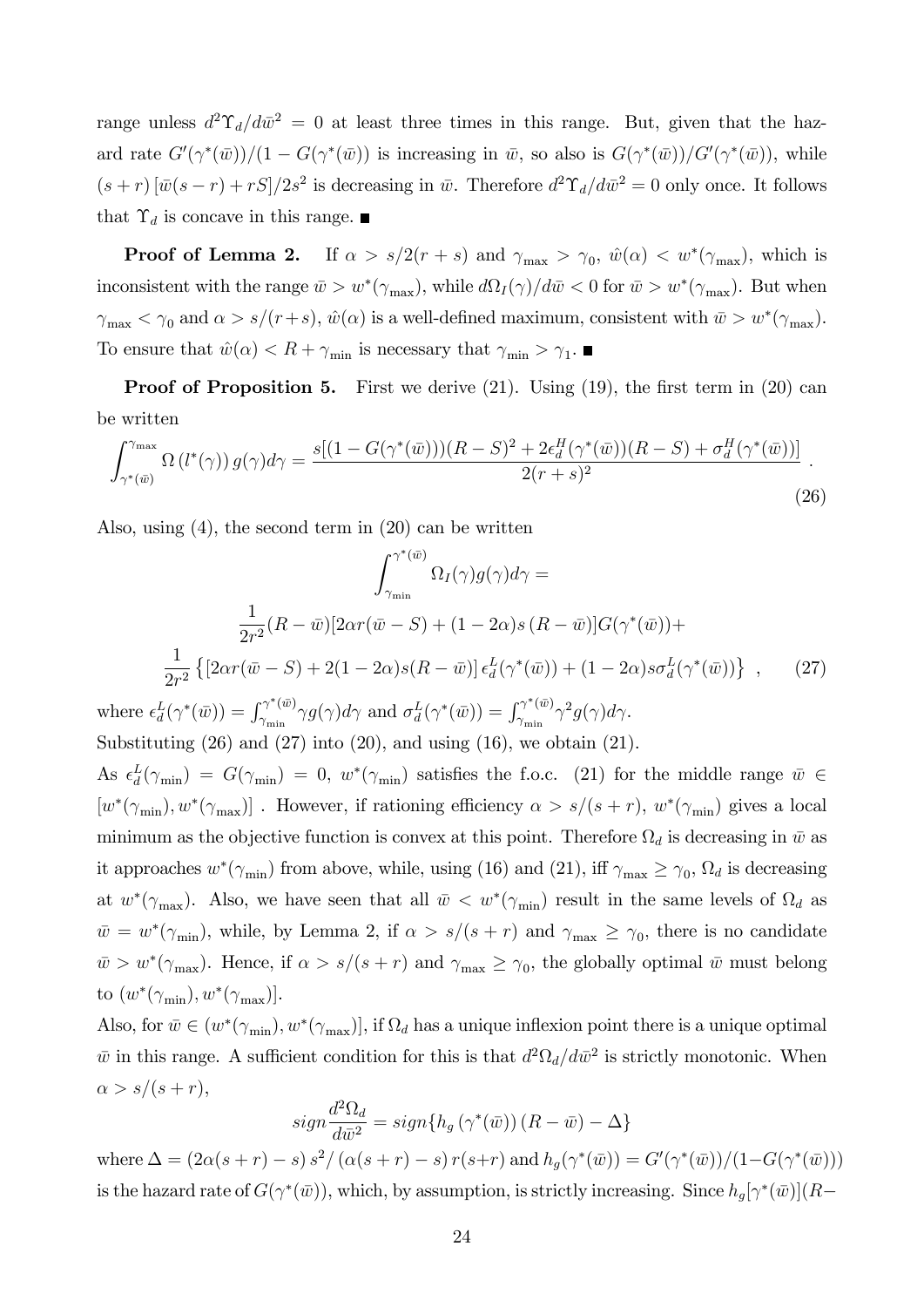range unless $d^2\Upsilon_d/d\bar{w}^2 = 0$ at least three times in this range. But, given that the hazard rate $G'(\gamma^*(\bar{w}))/(1-G(\gamma^*(\bar{w}))$ is increasing in $\bar{w}$, so also is $G(\gamma^*(\bar{w}))/G'(\gamma^*(\bar{w}))$, while $(s+r)\left[\bar{w}(s-r)+rS\right]/2s^2$ is decreasing in $\bar{w}$. Therefore $d^2\Upsilon_d/d\bar{w}^2 = 0$ only once. It follows that $\Upsilon_d$ is concave in this range. ■

**Proof of Lemma 2.** If $\alpha > s/2(r+s)$ and $\gamma_{\max} > \gamma_0$, $\hat{w}(\alpha) < w^*(\gamma_{\max})$, which is inconsistent with the range $\bar{w} > w^*(\gamma_{\max})$, while $d\Omega_I(\gamma)/d\bar{w} < 0$ for $\bar{w} > w^*(\gamma_{\max})$. But when $\gamma_{\max} < \gamma_0$ and $\alpha > s/(r+s)$, $\hat{w}(\alpha)$ is a well-defined maximum, consistent with $\bar{w} > w^*(\gamma_{\max})$. To ensure that $\hat{w}(\alpha) < R + \gamma_{\min}$ is necessary that $\gamma_{\min} > \gamma_1$. ■

**Proof of Proposition 5.** First we derive (21). Using (19), the first term in (20) can be written

$$\int_{\gamma^*(\bar{w})}^{\gamma_{\max}} \Omega\left(l^*(\gamma)\right) g(\gamma) d\gamma = \frac{s[(1-G(\gamma^*(\bar{w})))(R-S)^2 + 2\epsilon_d^H(\gamma^*(\bar{w}))(R-S) + \sigma_d^H(\gamma^*(\bar{w}))]}{2(r+s)^2}. \tag{26}$$

Also, using (4), the second term in (20) can be written

$$\int_{\gamma_{\min}}^{\gamma^*(\bar{w})} \Omega_I(\gamma) g(\gamma) d\gamma =$$

$$\frac{1}{2r^2}(R-\bar{w})[2\alpha r(\bar{w}-S) + (1-2\alpha)s\left(R-\bar{w}\right)]G(\gamma^*(\bar{w})) +$$

$$\frac{1}{2r^2}\left\{\left[2\alpha r(\bar{w}-S) + 2(1-2\alpha)s(R-\bar{w})\right]\epsilon_d^L(\gamma^*(\bar{w})) + (1-2\alpha)s\sigma_d^L(\gamma^*(\bar{w}))\right\}, \tag{27}$$

where $\epsilon_d^L(\gamma^*(\bar{w})) = \int_{\gamma_{\min}}^{\gamma^*(\bar{w})} \gamma g(\gamma) d\gamma$ and $\sigma_d^L(\gamma^*(\bar{w})) = \int_{\gamma_{\min}}^{\gamma^*(\bar{w})} \gamma^2 g(\gamma) d\gamma$.

Substituting (26) and (27) into (20), and using (16), we obtain (21).

As $\epsilon_d^L(\gamma_{\min}) = G(\gamma_{\min}) = 0$, $w^*(\gamma_{\min})$ satisfies the f.o.c. (21) for the middle range $\bar{w} \in [w^*(\gamma_{\min}), w^*(\gamma_{\max})]$ . However, if rationing efficiency $\alpha > s/(s+r)$, $w^*(\gamma_{\min})$ gives a local minimum as the objective function is convex at this point. Therefore $\Omega_d$ is decreasing in $\bar{w}$ as it approaches $w^*(\gamma_{\min})$ from above, while, using (16) and (21), iff $\gamma_{\max} \geq \gamma_0$, $\Omega_d$ is decreasing at $w^*(\gamma_{\max})$. Also, we have seen that all $\bar{w} < w^*(\gamma_{\min})$ result in the same levels of $\Omega_d$ as $\bar{w} = w^*(\gamma_{\min})$, while, by Lemma 2, if $\alpha > s/(s+r)$ and $\gamma_{\max} \geq \gamma_0$, there is no candidate $\bar{w} > w^*(\gamma_{\max})$. Hence, if $\alpha > s/(s+r)$ and $\gamma_{\max} \geq \gamma_0$, the globally optimal $\bar{w}$ must belong to $(w^*(\gamma_{\min}), w^*(\gamma_{\max})]$.

Also, for $\bar{w} \in (w^*(\gamma_{\min}), w^*(\gamma_{\max})]$, if $\Omega_d$ has a unique inflexion point there is a unique optimal $\bar{w}$ in this range. A sufficient condition for this is that $d^2\Omega_d/d\bar{w}^2$ is strictly monotonic. When $\alpha > s/(s+r)$,

$$sign\frac{d^2\Omega_d}{d\bar{w}^2} = sign\{h_g\left(\gamma^*(\bar{w})\right)(R-\bar{w}) - \Delta\}$$

where $\Delta = \left(2\alpha(s+r) - s\right)s^2/\left(\alpha(s+r) - s\right)r(s+r)$ and $h_g(\gamma^*(\bar{w})) = G'(\gamma^*(\bar{w}))/(1-G(\gamma^*(\bar{w})))$ is the hazard rate of $G(\gamma^*(\bar{w}))$, which, by assumption, is strictly increasing. Since $h_g[\gamma^*(\bar{w})](R-$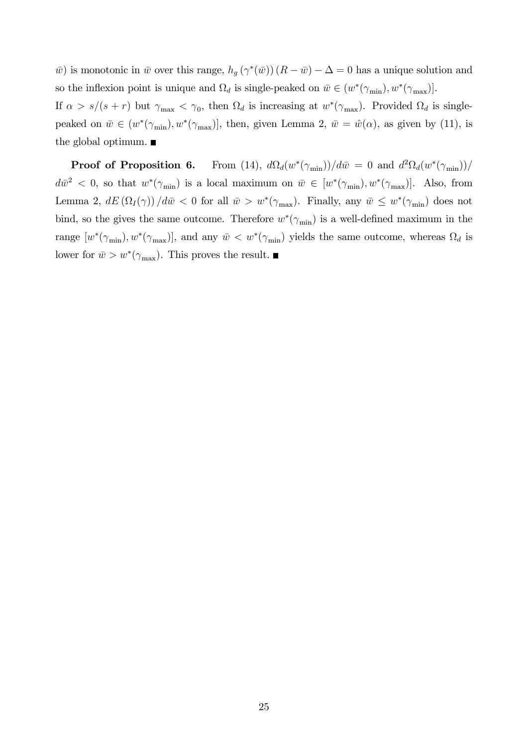$\bar{w}$) is monotonic in $\bar{w}$ over this range, $h_g(\gamma^*(\bar{w}))(R-\bar{w}) - \Delta = 0$ has a unique solution and so the inflexion point is unique and $\Omega_d$ is single-peaked on $\bar{w} \in (w^*(\gamma_{\min}), w^*(\gamma_{\max})]$.

If $\alpha > s/(s+r)$ but $\gamma_{\max} < \gamma_0$, then $\Omega_d$ is increasing at $w^*(\gamma_{\max})$. Provided $\Omega_d$ is single-peaked on $\bar{w} \in (w^*(\gamma_{\min}), w^*(\gamma_{\max})]$, then, given Lemma 2, $\bar{w} = \hat{w}(\alpha)$, as given by (11), is the global optimum. ■

**Proof of Proposition 6.** From (14), $d\Omega_d(w^*(\gamma_{\min}))/d\bar{w} = 0$ and $d^2\Omega_d(w^*(\gamma_{\min}))/d\bar{w}^2 < 0$, so that $w^*(\gamma_{\min})$ is a local maximum on $\bar{w} \in [w^*(\gamma_{\min}), w^*(\gamma_{\max})]$. Also, from Lemma 2, $dE(\Omega_I(\gamma))/d\bar{w} < 0$ for all $\bar{w} > w^*(\gamma_{\max})$. Finally, any $\bar{w} \leq w^*(\gamma_{\min})$ does not bind, so the gives the same outcome. Therefore $w^*(\gamma_{\min})$ is a well-defined maximum in the range $[w^*(\gamma_{\min}), w^*(\gamma_{\max})]$, and any $\bar{w} < w^*(\gamma_{\min})$ yields the same outcome, whereas $\Omega_d$ is lower for $\bar{w} > w^*(\gamma_{\max})$. This proves the result. ■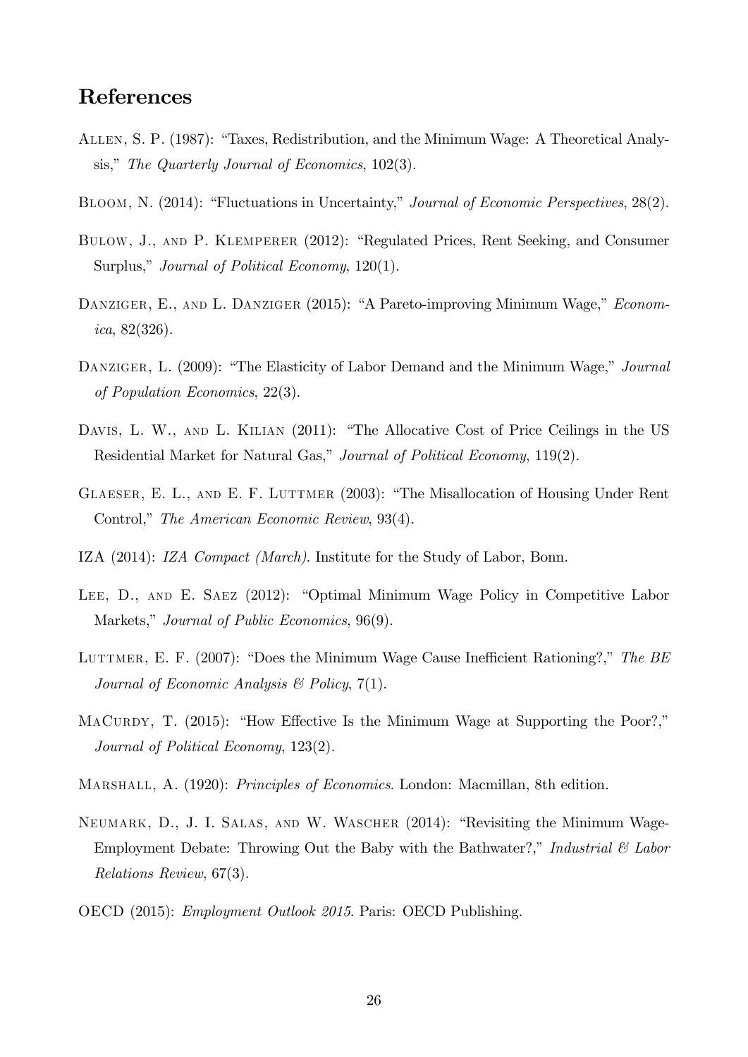# References

Allen, S. P. (1987): "Taxes, Redistribution, and the Minimum Wage: A Theoretical Analysis," *The Quarterly Journal of Economics*, 102(3).

Bloom, N. (2014): "Fluctuations in Uncertainty," *Journal of Economic Perspectives*, 28(2).

Bulow, J., and P. Klemperer (2012): "Regulated Prices, Rent Seeking, and Consumer Surplus," *Journal of Political Economy*, 120(1).

Danziger, E., and L. Danziger (2015): "A Pareto-improving Minimum Wage," *Economica*, 82(326).

Danziger, L. (2009): "The Elasticity of Labor Demand and the Minimum Wage," *Journal of Population Economics*, 22(3).

Davis, L. W., and L. Kilian (2011): "The Allocative Cost of Price Ceilings in the US Residential Market for Natural Gas," *Journal of Political Economy*, 119(2).

Glaeser, E. L., and E. F. Luttmer (2003): "The Misallocation of Housing Under Rent Control," *The American Economic Review*, 93(4).

IZA (2014): *IZA Compact (March)*. Institute for the Study of Labor, Bonn.

Lee, D., and E. Saez (2012): "Optimal Minimum Wage Policy in Competitive Labor Markets," *Journal of Public Economics*, 96(9).

Luttmer, E. F. (2007): "Does the Minimum Wage Cause Inefficient Rationing?," *The BE Journal of Economic Analysis & Policy*, 7(1).

MaCurdy, T. (2015): "How Effective Is the Minimum Wage at Supporting the Poor?," *Journal of Political Economy*, 123(2).

Marshall, A. (1920): *Principles of Economics*. London: Macmillan, 8th edition.

Neumark, D., J. I. Salas, and W. Wascher (2014): "Revisiting the Minimum Wage-Employment Debate: Throwing Out the Baby with the Bathwater?," *Industrial & Labor Relations Review*, 67(3).

OECD (2015): *Employment Outlook 2015*. Paris: OECD Publishing.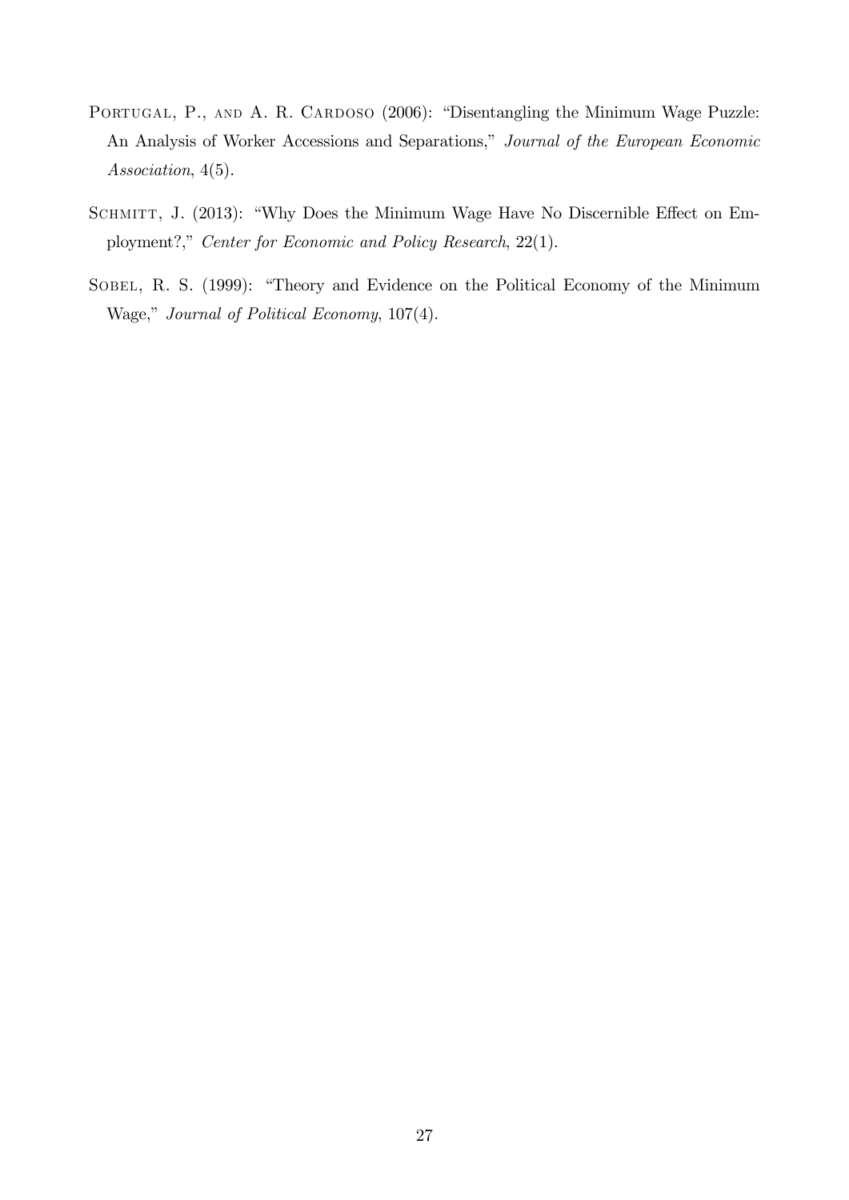Portugal, P., and A. R. Cardoso (2006): "Disentangling the Minimum Wage Puzzle: An Analysis of Worker Accessions and Separations," *Journal of the European Economic Association*, 4(5).

Schmitt, J. (2013): "Why Does the Minimum Wage Have No Discernible Effect on Employment?," *Center for Economic and Policy Research*, 22(1).

Sobel, R. S. (1999): "Theory and Evidence on the Political Economy of the Minimum Wage," *Journal of Political Economy*, 107(4).